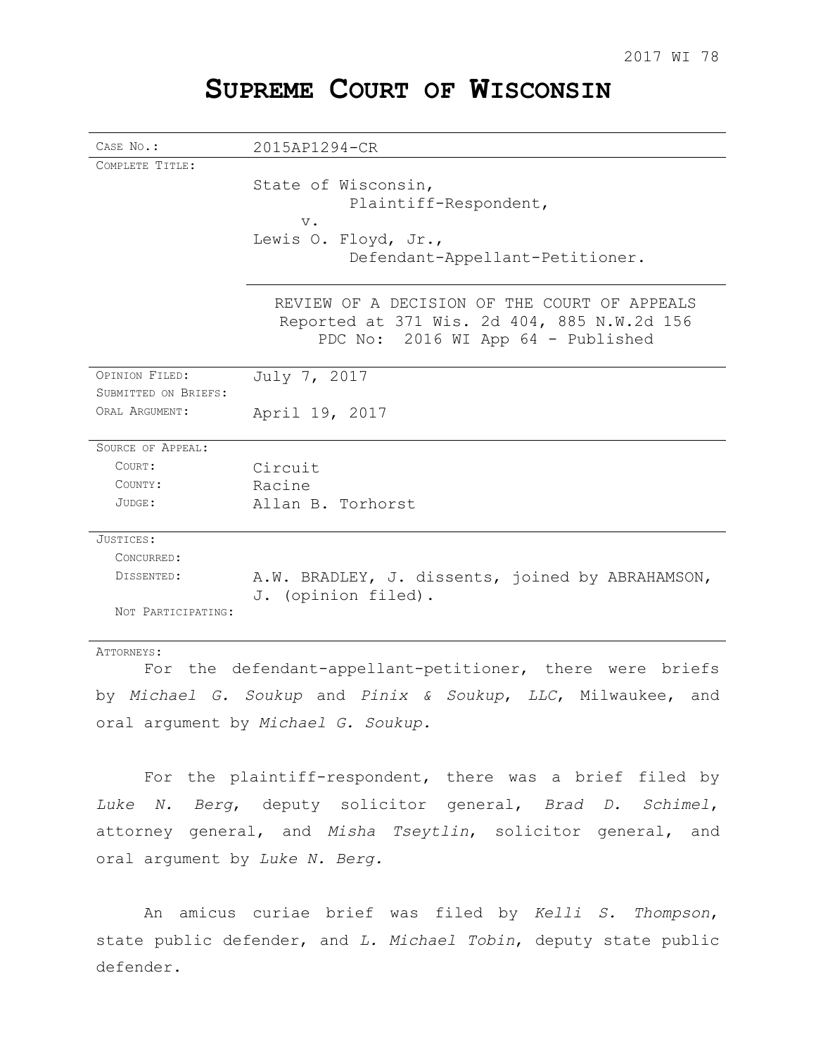2017 WI 78

# SUPREME COURT OF WISCONSIN

| | |
|---|---|
| CASE NO.: | 2015AP1294-CR |
| COMPLETE TITLE: | State of Wisconsin,<br>Plaintiff-Respondent,<br>v.<br>Lewis O. Floyd, Jr.,<br>Defendant-Appellant-Petitioner. |
| | REVIEW OF A DECISION OF THE COURT OF APPEALS<br>Reported at 371 Wis. 2d 404, 885 N.W.2d 156<br>PDC No: 2016 WI App 64 - Published |
| OPINION FILED: | July 7, 2017 |
| SUBMITTED ON BRIEFS: | |
| ORAL ARGUMENT: | April 19, 2017 |
| SOURCE OF APPEAL: | |
| COURT: | Circuit |
| COUNTY: | Racine |
| JUDGE: | Allan B. Torhorst |
| JUSTICES: | |
| CONCURRED: | |
| DISSENTED: | A.W. BRADLEY, J. dissents, joined by ABRAHAMSON, J. (opinion filed). |
| NOT PARTICIPATING: | |

ATTORNEYS:

For the defendant-appellant-petitioner, there were briefs by *Michael G. Soukup* and *Pinix & Soukup, LLC*, Milwaukee, and oral argument by *Michael G. Soukup.*

For the plaintiff-respondent, there was a brief filed by *Luke N. Berg*, deputy solicitor general, *Brad D. Schimel*, attorney general, and *Misha Tseytlin*, solicitor general, and oral argument by *Luke N. Berg.*

An amicus curiae brief was filed by *Kelli S. Thompson*, state public defender, and *L. Michael Tobin*, deputy state public defender.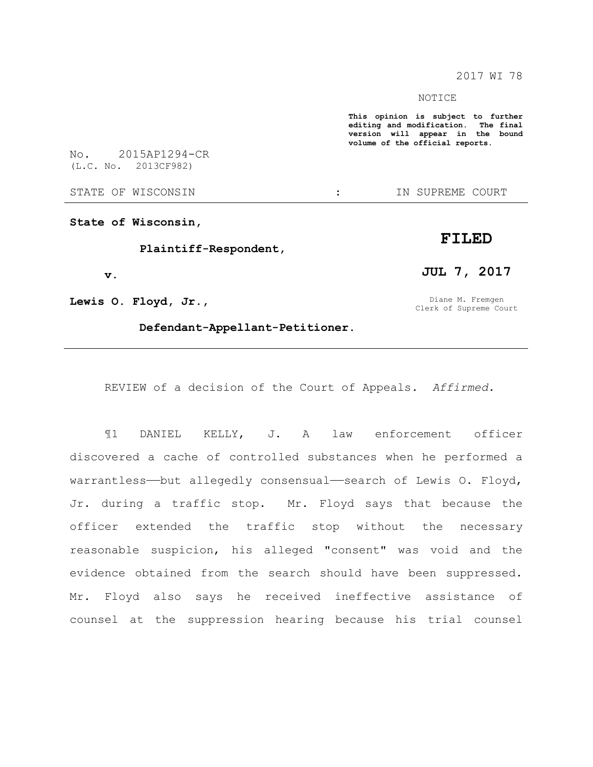2017 WI 78

NOTICE

**This opinion is subject to further editing and modification. The final version will appear in the bound volume of the official reports.**

No. 2015AP1294-CR
(L.C. No. 2013CF982)

STATE OF WISCONSIN : IN SUPREME COURT

---

**State of Wisconsin,**

**Plaintiff-Respondent,**

**v.**

**Lewis O. Floyd, Jr.,**

**Defendant-Appellant-Petitioner.**

**FILED**

**JUL 7, 2017**

Diane M. Fremgen
Clerk of Supreme Court

---

REVIEW of a decision of the Court of Appeals. *Affirmed.*

¶1 DANIEL KELLY, J. A law enforcement officer discovered a cache of controlled substances when he performed a warrantless——but allegedly consensual——search of Lewis O. Floyd, Jr. during a traffic stop. Mr. Floyd says that because the officer extended the traffic stop without the necessary reasonable suspicion, his alleged "consent" was void and the evidence obtained from the search should have been suppressed. Mr. Floyd also says he received ineffective assistance of counsel at the suppression hearing because his trial counsel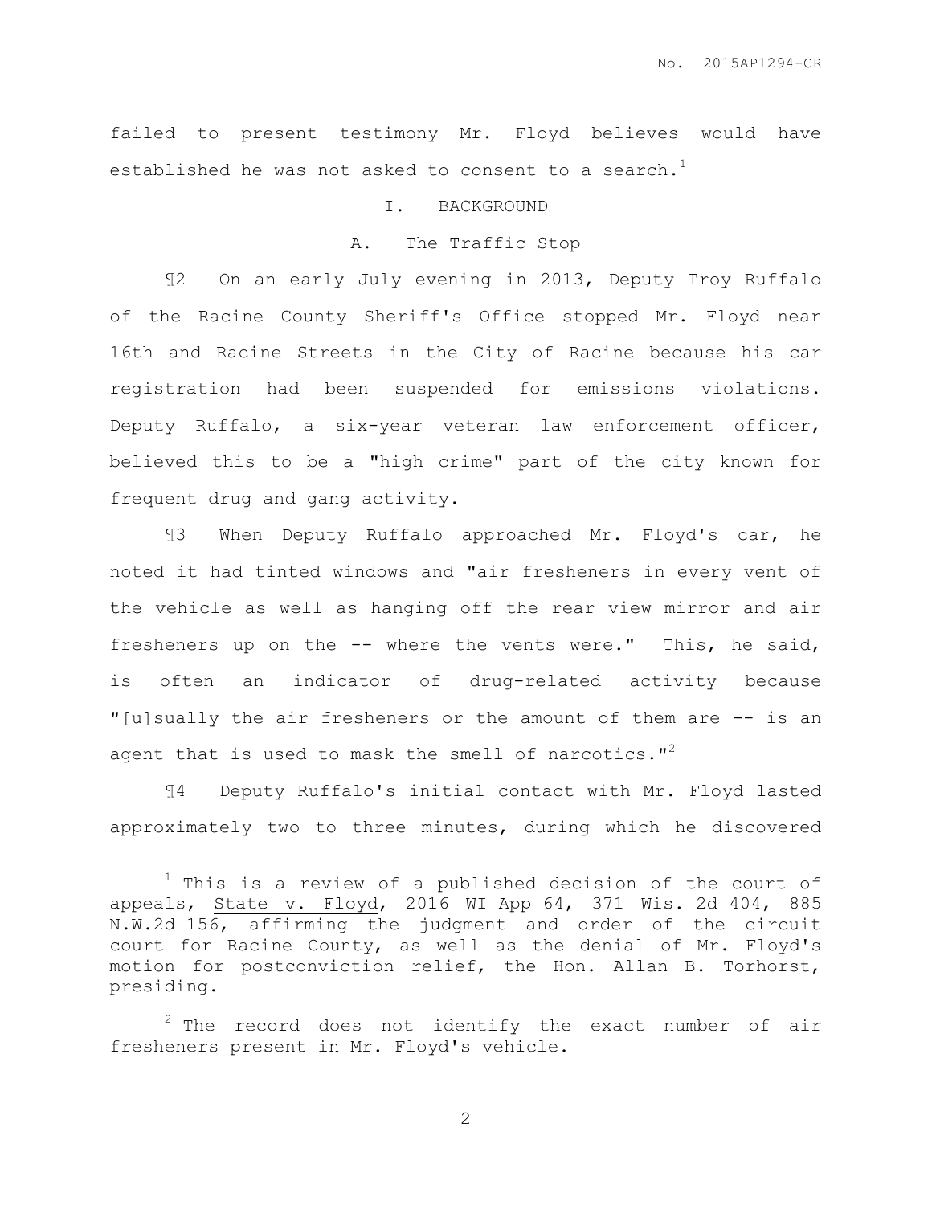failed to present testimony Mr. Floyd believes would have established he was not asked to consent to a search.[1]

## I. BACKGROUND

### A. The Traffic Stop

¶2 On an early July evening in 2013, Deputy Troy Ruffalo of the Racine County Sheriff's Office stopped Mr. Floyd near 16th and Racine Streets in the City of Racine because his car registration had been suspended for emissions violations. Deputy Ruffalo, a six-year veteran law enforcement officer, believed this to be a "high crime" part of the city known for frequent drug and gang activity.

¶3 When Deputy Ruffalo approached Mr. Floyd's car, he noted it had tinted windows and "air fresheners in every vent of the vehicle as well as hanging off the rear view mirror and air fresheners up on the -- where the vents were." This, he said, is often an indicator of drug-related activity because "[u]sually the air fresheners or the amount of them are -- is an agent that is used to mask the smell of narcotics."[2]

¶4 Deputy Ruffalo's initial contact with Mr. Floyd lasted approximately two to three minutes, during which he discovered

---

[1] This is a review of a published decision of the court of appeals, State v. Floyd, 2016 WI App 64, 371 Wis. 2d 404, 885 N.W.2d 156, affirming the judgment and order of the circuit court for Racine County, as well as the denial of Mr. Floyd's motion for postconviction relief, the Hon. Allan B. Torhorst, presiding.

[2] The record does not identify the exact number of air fresheners present in Mr. Floyd's vehicle.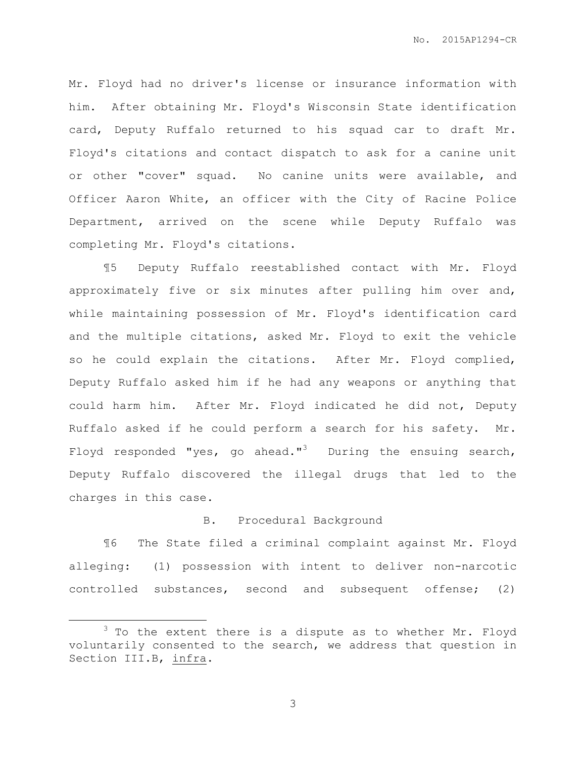Mr. Floyd had no driver's license or insurance information with him. After obtaining Mr. Floyd's Wisconsin State identification card, Deputy Ruffalo returned to his squad car to draft Mr. Floyd's citations and contact dispatch to ask for a canine unit or other "cover" squad. No canine units were available, and Officer Aaron White, an officer with the City of Racine Police Department, arrived on the scene while Deputy Ruffalo was completing Mr. Floyd's citations.

¶5 Deputy Ruffalo reestablished contact with Mr. Floyd approximately five or six minutes after pulling him over and, while maintaining possession of Mr. Floyd's identification card and the multiple citations, asked Mr. Floyd to exit the vehicle so he could explain the citations. After Mr. Floyd complied, Deputy Ruffalo asked him if he had any weapons or anything that could harm him. After Mr. Floyd indicated he did not, Deputy Ruffalo asked if he could perform a search for his safety. Mr. Floyd responded "yes, go ahead."[3] During the ensuing search, Deputy Ruffalo discovered the illegal drugs that led to the charges in this case.

B. Procedural Background

¶6 The State filed a criminal complaint against Mr. Floyd alleging: (1) possession with intent to deliver non-narcotic controlled substances, second and subsequent offense; (2)

[3] To the extent there is a dispute as to whether Mr. Floyd voluntarily consented to the search, we address that question in Section III.B, infra.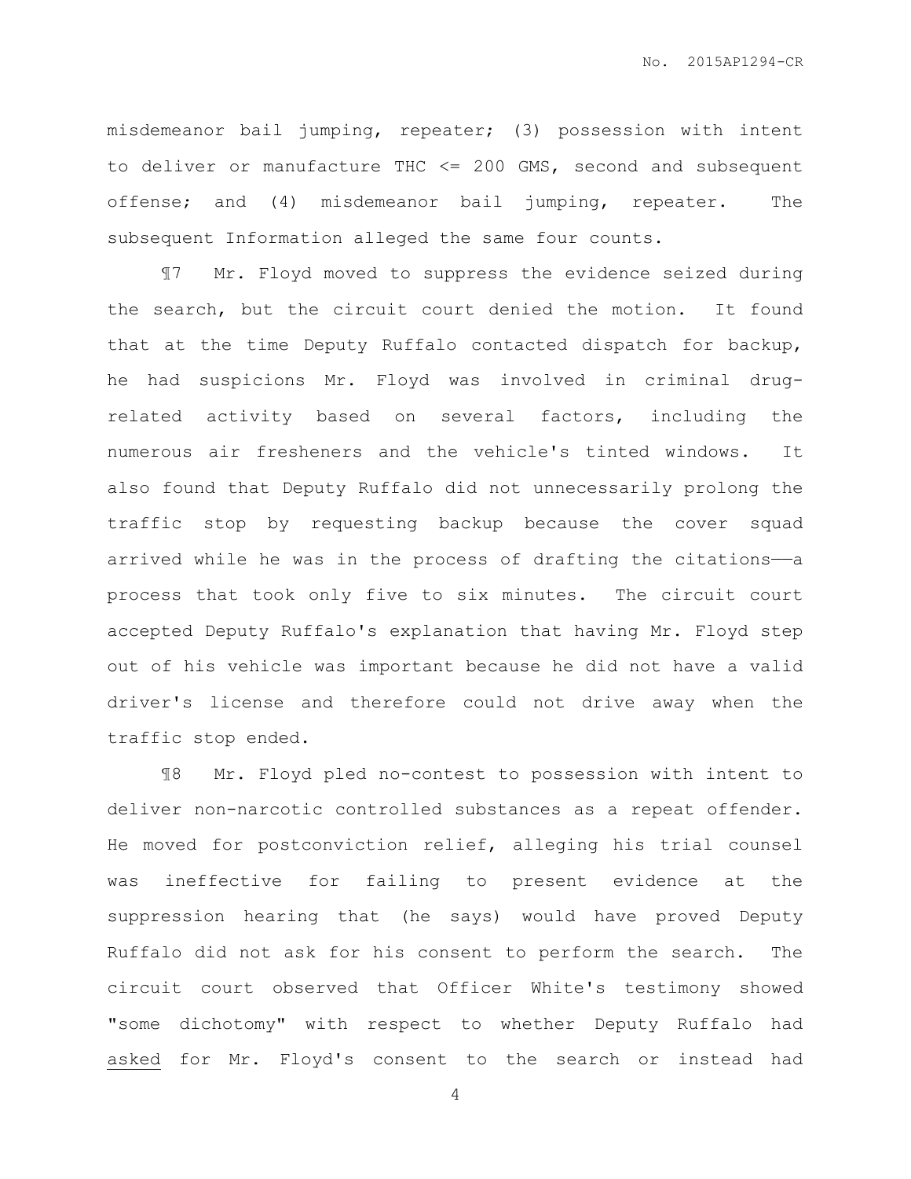misdemeanor bail jumping, repeater; (3) possession with intent to deliver or manufacture THC <= 200 GMS, second and subsequent offense; and (4) misdemeanor bail jumping, repeater. The subsequent Information alleged the same four counts.

¶7 Mr. Floyd moved to suppress the evidence seized during the search, but the circuit court denied the motion. It found that at the time Deputy Ruffalo contacted dispatch for backup, he had suspicions Mr. Floyd was involved in criminal drug-related activity based on several factors, including the numerous air fresheners and the vehicle's tinted windows. It also found that Deputy Ruffalo did not unnecessarily prolong the traffic stop by requesting backup because the cover squad arrived while he was in the process of drafting the citations——a process that took only five to six minutes. The circuit court accepted Deputy Ruffalo's explanation that having Mr. Floyd step out of his vehicle was important because he did not have a valid driver's license and therefore could not drive away when the traffic stop ended.

¶8 Mr. Floyd pled no-contest to possession with intent to deliver non-narcotic controlled substances as a repeat offender. He moved for postconviction relief, alleging his trial counsel was ineffective for failing to present evidence at the suppression hearing that (he says) would have proved Deputy Ruffalo did not ask for his consent to perform the search. The circuit court observed that Officer White's testimony showed "some dichotomy" with respect to whether Deputy Ruffalo had <u>asked</u> for Mr. Floyd's consent to the search or instead had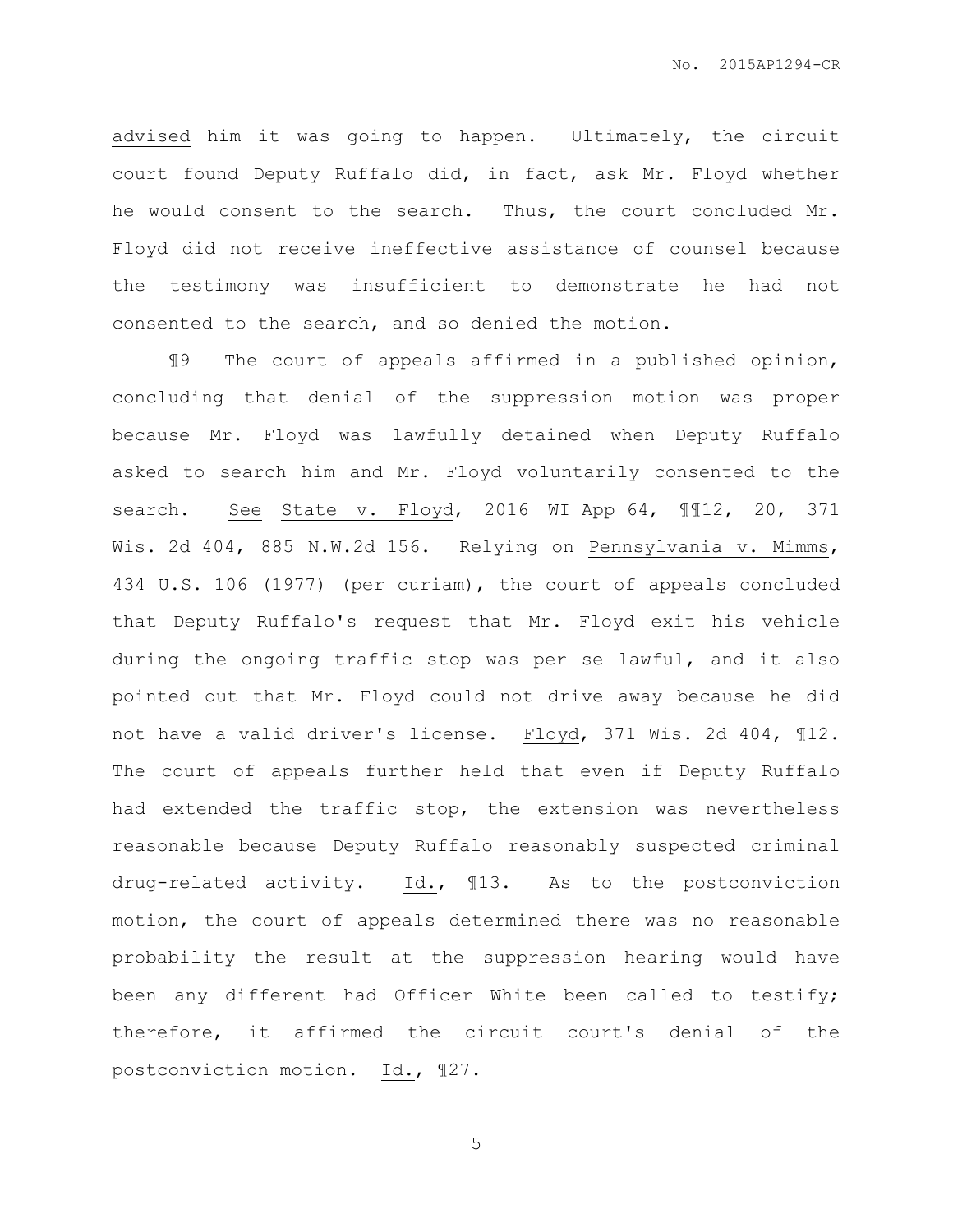advised him it was going to happen. Ultimately, the circuit court found Deputy Ruffalo did, in fact, ask Mr. Floyd whether he would consent to the search. Thus, the court concluded Mr. Floyd did not receive ineffective assistance of counsel because the testimony was insufficient to demonstrate he had not consented to the search, and so denied the motion.

¶9 The court of appeals affirmed in a published opinion, concluding that denial of the suppression motion was proper because Mr. Floyd was lawfully detained when Deputy Ruffalo asked to search him and Mr. Floyd voluntarily consented to the search. See State v. Floyd, 2016 WI App 64, ¶¶12, 20, 371 Wis. 2d 404, 885 N.W.2d 156. Relying on Pennsylvania v. Mimms, 434 U.S. 106 (1977) (per curiam), the court of appeals concluded that Deputy Ruffalo's request that Mr. Floyd exit his vehicle during the ongoing traffic stop was per se lawful, and it also pointed out that Mr. Floyd could not drive away because he did not have a valid driver's license. Floyd, 371 Wis. 2d 404, ¶12. The court of appeals further held that even if Deputy Ruffalo had extended the traffic stop, the extension was nevertheless reasonable because Deputy Ruffalo reasonably suspected criminal drug-related activity. Id., ¶13. As to the postconviction motion, the court of appeals determined there was no reasonable probability the result at the suppression hearing would have been any different had Officer White been called to testify; therefore, it affirmed the circuit court's denial of the postconviction motion. Id., ¶27.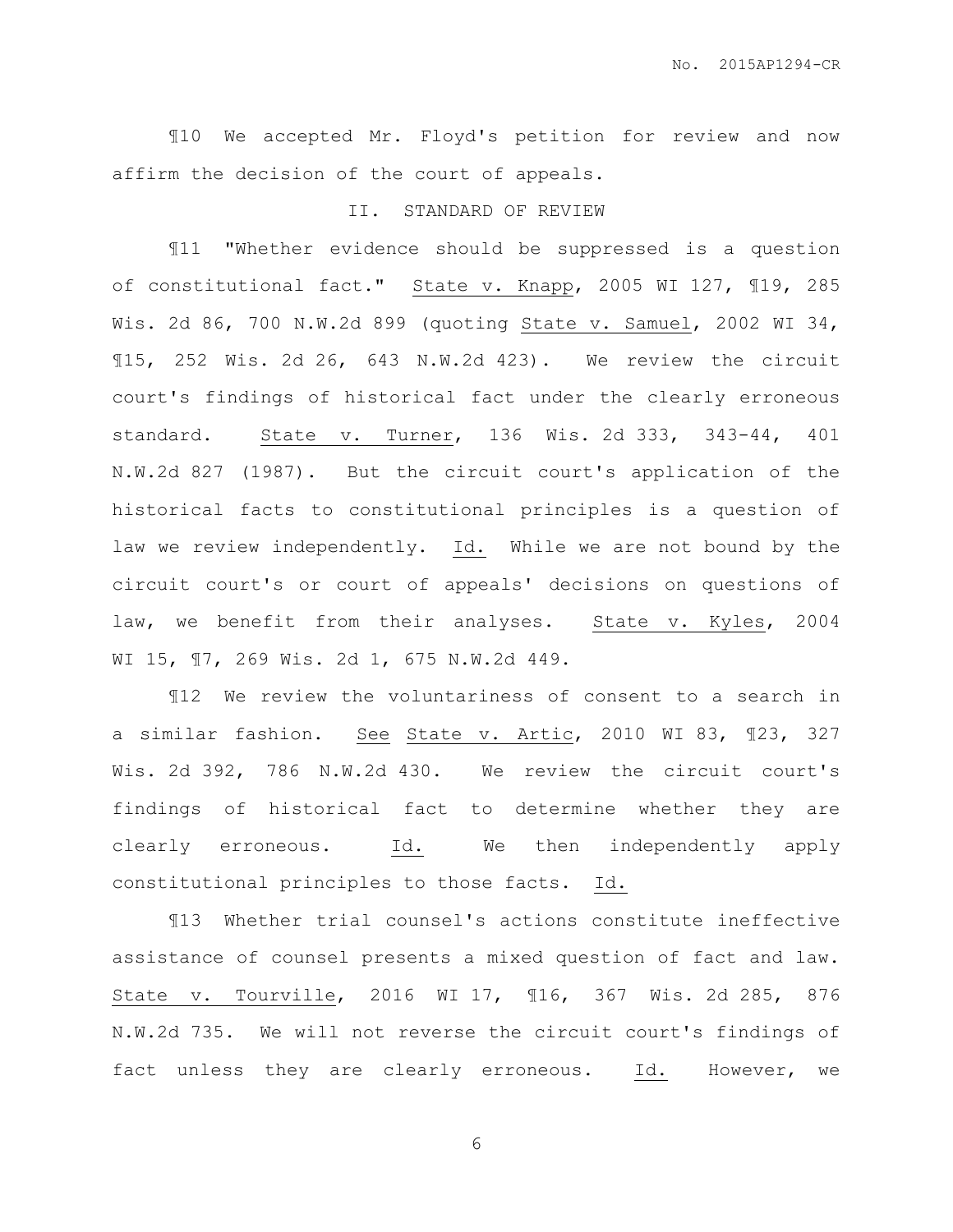¶10 We accepted Mr. Floyd's petition for review and now affirm the decision of the court of appeals.

## II. STANDARD OF REVIEW

¶11 "Whether evidence should be suppressed is a question of constitutional fact." State v. Knapp, 2005 WI 127, ¶19, 285 Wis. 2d 86, 700 N.W.2d 899 (quoting State v. Samuel, 2002 WI 34, ¶15, 252 Wis. 2d 26, 643 N.W.2d 423). We review the circuit court's findings of historical fact under the clearly erroneous standard. State v. Turner, 136 Wis. 2d 333, 343-44, 401 N.W.2d 827 (1987). But the circuit court's application of the historical facts to constitutional principles is a question of law we review independently. Id. While we are not bound by the circuit court's or court of appeals' decisions on questions of law, we benefit from their analyses. State v. Kyles, 2004 WI 15, ¶7, 269 Wis. 2d 1, 675 N.W.2d 449.

¶12 We review the voluntariness of consent to a search in a similar fashion. See State v. Artic, 2010 WI 83, ¶23, 327 Wis. 2d 392, 786 N.W.2d 430. We review the circuit court's findings of historical fact to determine whether they are clearly erroneous. Id. We then independently apply constitutional principles to those facts. Id.

¶13 Whether trial counsel's actions constitute ineffective assistance of counsel presents a mixed question of fact and law. State v. Tourville, 2016 WI 17, ¶16, 367 Wis. 2d 285, 876 N.W.2d 735. We will not reverse the circuit court's findings of fact unless they are clearly erroneous. Id. However, we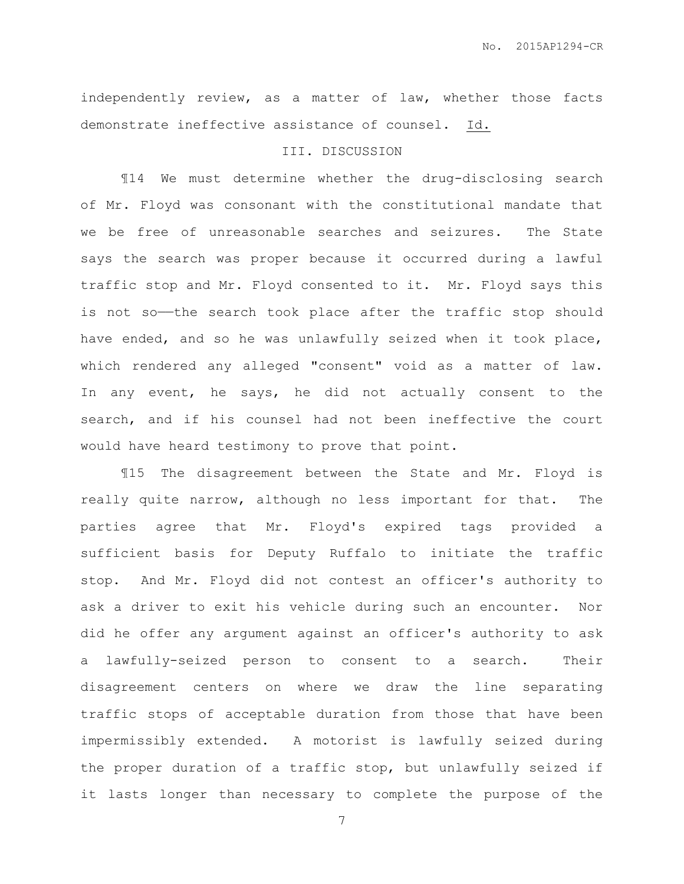independently review, as a matter of law, whether those facts demonstrate ineffective assistance of counsel. Id.

## III. DISCUSSION

¶14 We must determine whether the drug-disclosing search of Mr. Floyd was consonant with the constitutional mandate that we be free of unreasonable searches and seizures. The State says the search was proper because it occurred during a lawful traffic stop and Mr. Floyd consented to it. Mr. Floyd says this is not so——the search took place after the traffic stop should have ended, and so he was unlawfully seized when it took place, which rendered any alleged "consent" void as a matter of law. In any event, he says, he did not actually consent to the search, and if his counsel had not been ineffective the court would have heard testimony to prove that point.

¶15 The disagreement between the State and Mr. Floyd is really quite narrow, although no less important for that. The parties agree that Mr. Floyd's expired tags provided a sufficient basis for Deputy Ruffalo to initiate the traffic stop. And Mr. Floyd did not contest an officer's authority to ask a driver to exit his vehicle during such an encounter. Nor did he offer any argument against an officer's authority to ask a lawfully-seized person to consent to a search. Their disagreement centers on where we draw the line separating traffic stops of acceptable duration from those that have been impermissibly extended. A motorist is lawfully seized during the proper duration of a traffic stop, but unlawfully seized if it lasts longer than necessary to complete the purpose of the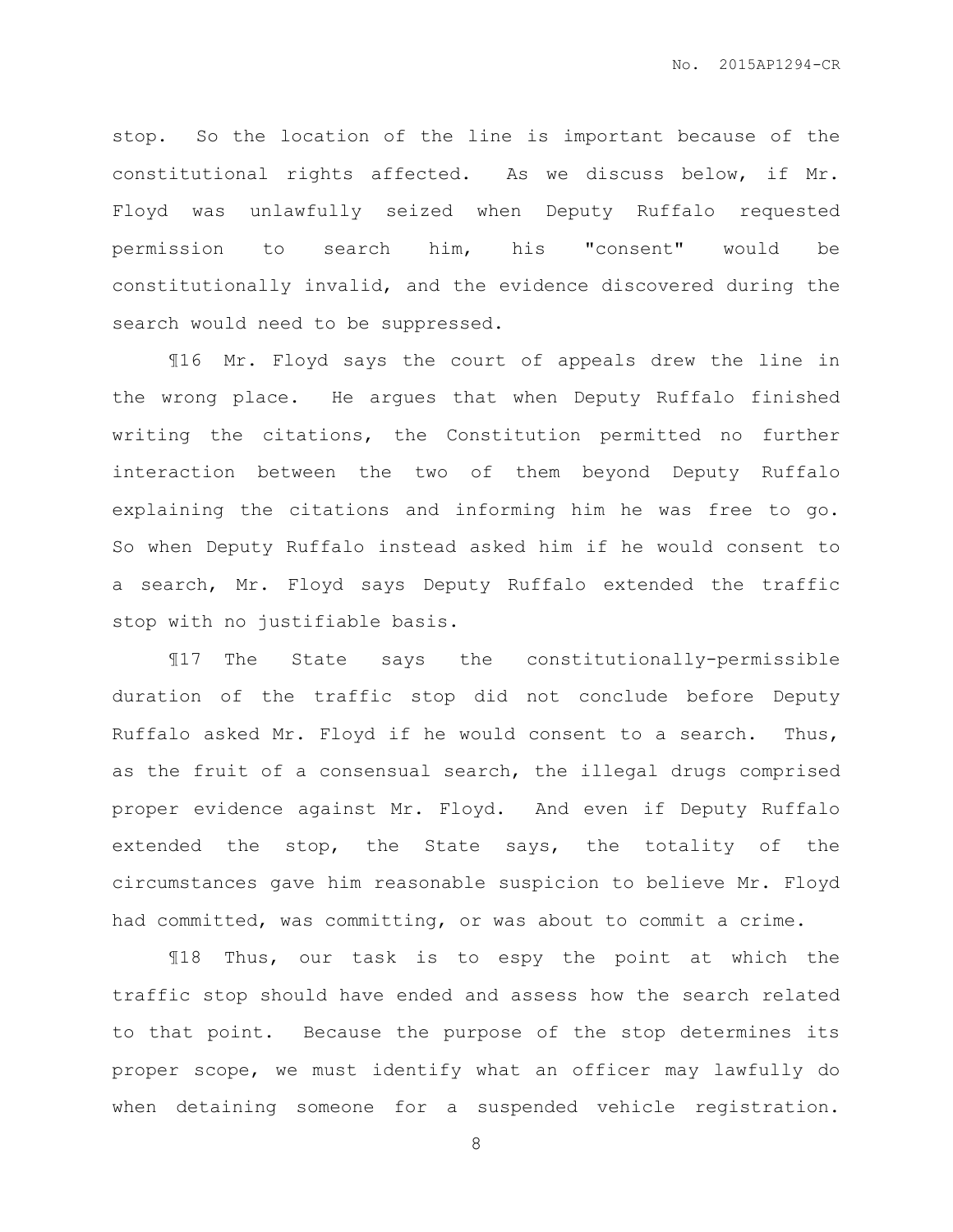stop. So the location of the line is important because of the constitutional rights affected. As we discuss below, if Mr. Floyd was unlawfully seized when Deputy Ruffalo requested permission to search him, his "consent" would be constitutionally invalid, and the evidence discovered during the search would need to be suppressed.

¶16 Mr. Floyd says the court of appeals drew the line in the wrong place. He argues that when Deputy Ruffalo finished writing the citations, the Constitution permitted no further interaction between the two of them beyond Deputy Ruffalo explaining the citations and informing him he was free to go. So when Deputy Ruffalo instead asked him if he would consent to a search, Mr. Floyd says Deputy Ruffalo extended the traffic stop with no justifiable basis.

¶17 The State says the constitutionally-permissible duration of the traffic stop did not conclude before Deputy Ruffalo asked Mr. Floyd if he would consent to a search. Thus, as the fruit of a consensual search, the illegal drugs comprised proper evidence against Mr. Floyd. And even if Deputy Ruffalo extended the stop, the State says, the totality of the circumstances gave him reasonable suspicion to believe Mr. Floyd had committed, was committing, or was about to commit a crime.

¶18 Thus, our task is to espy the point at which the traffic stop should have ended and assess how the search related to that point. Because the purpose of the stop determines its proper scope, we must identify what an officer may lawfully do when detaining someone for a suspended vehicle registration.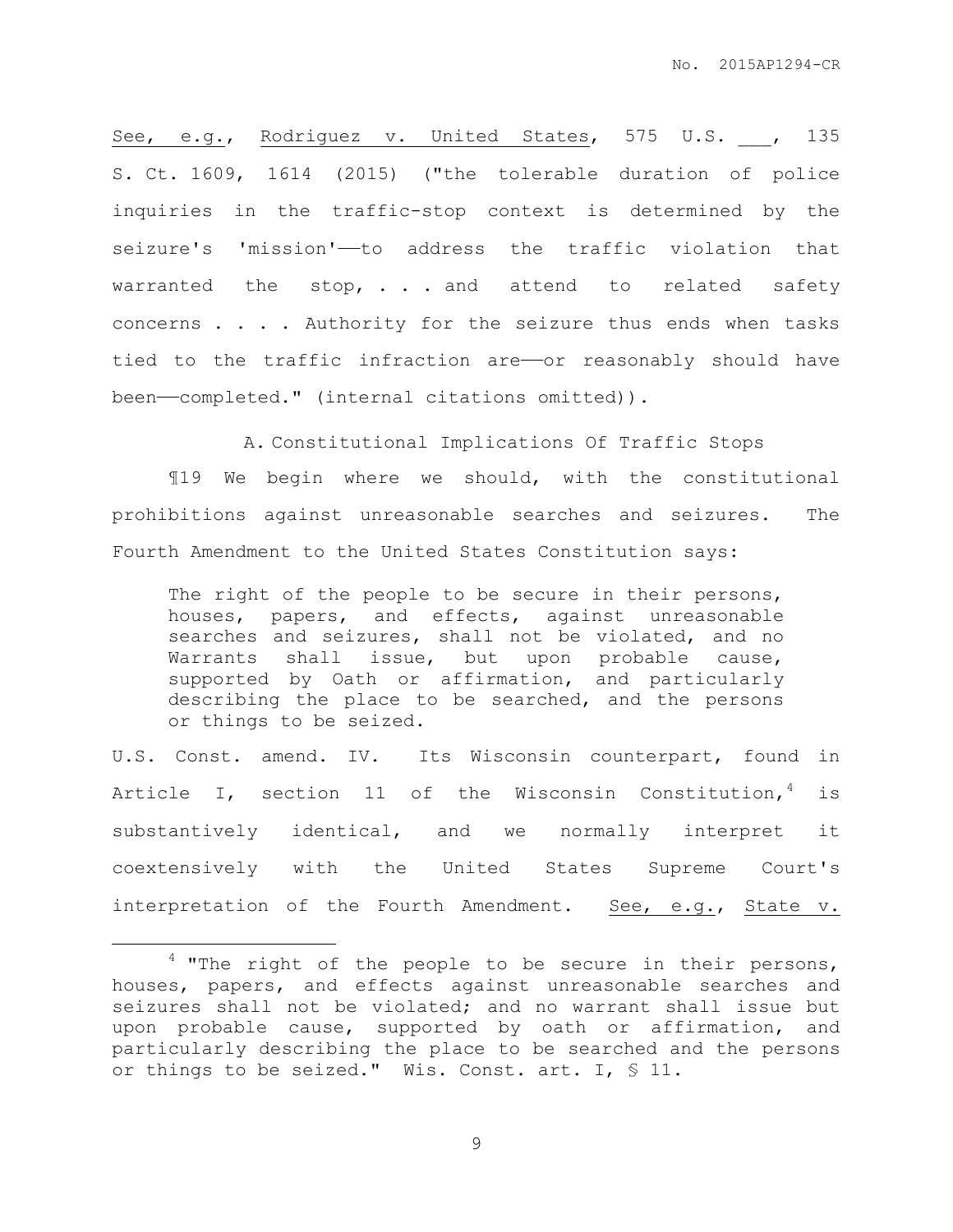See, e.g., Rodriguez v. United States, 575 U.S. ___, 135 S. Ct. 1609, 1614 (2015) ("the tolerable duration of police inquiries in the traffic-stop context is determined by the seizure's 'mission'——to address the traffic violation that warranted the stop, . . . and attend to related safety concerns . . . . Authority for the seizure thus ends when tasks tied to the traffic infraction are——or reasonably should have been——completed." (internal citations omitted)).

### A. Constitutional Implications Of Traffic Stops

¶19 We begin where we should, with the constitutional prohibitions against unreasonable searches and seizures. The Fourth Amendment to the United States Constitution says:

> The right of the people to be secure in their persons, houses, papers, and effects, against unreasonable searches and seizures, shall not be violated, and no Warrants shall issue, but upon probable cause, supported by Oath or affirmation, and particularly describing the place to be searched, and the persons or things to be seized.

U.S. Const. amend. IV. Its Wisconsin counterpart, found in Article I, section 11 of the Wisconsin Constitution,[4] is substantively identical, and we normally interpret it coextensively with the United States Supreme Court's interpretation of the Fourth Amendment. See, e.g., State v.

---

[4] "The right of the people to be secure in their persons, houses, papers, and effects against unreasonable searches and seizures shall not be violated; and no warrant shall issue but upon probable cause, supported by oath or affirmation, and particularly describing the place to be searched and the persons or things to be seized." Wis. Const. art. I, § 11.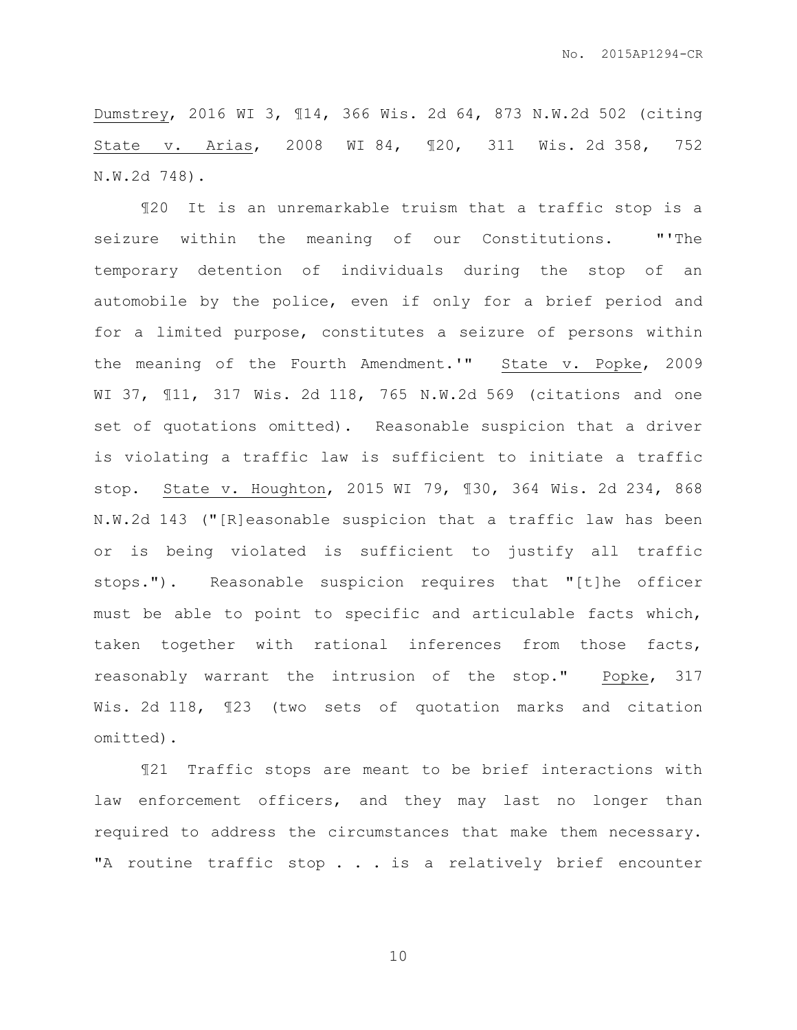Dumstrey, 2016 WI 3, ¶14, 366 Wis. 2d 64, 873 N.W.2d 502 (citing State v. Arias, 2008 WI 84, ¶20, 311 Wis. 2d 358, 752 N.W.2d 748).

¶20 It is an unremarkable truism that a traffic stop is a seizure within the meaning of our Constitutions. "'The temporary detention of individuals during the stop of an automobile by the police, even if only for a brief period and for a limited purpose, constitutes a seizure of persons within the meaning of the Fourth Amendment.'" State v. Popke, 2009 WI 37, ¶11, 317 Wis. 2d 118, 765 N.W.2d 569 (citations and one set of quotations omitted). Reasonable suspicion that a driver is violating a traffic law is sufficient to initiate a traffic stop. State v. Houghton, 2015 WI 79, ¶30, 364 Wis. 2d 234, 868 N.W.2d 143 ("[R]easonable suspicion that a traffic law has been or is being violated is sufficient to justify all traffic stops."). Reasonable suspicion requires that "[t]he officer must be able to point to specific and articulable facts which, taken together with rational inferences from those facts, reasonably warrant the intrusion of the stop." Popke, 317 Wis. 2d 118, ¶23 (two sets of quotation marks and citation omitted).

¶21 Traffic stops are meant to be brief interactions with law enforcement officers, and they may last no longer than required to address the circumstances that make them necessary. "A routine traffic stop . . . is a relatively brief encounter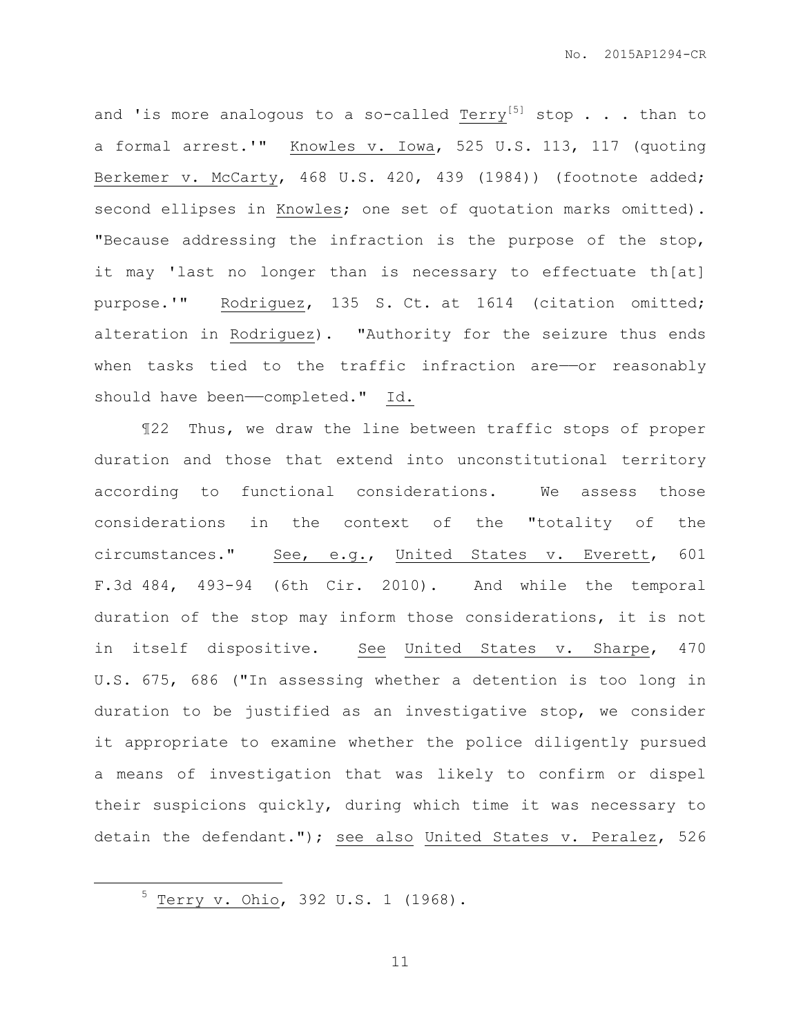and 'is more analogous to a so-called Terry[5] stop . . . than to a formal arrest.'" Knowles v. Iowa, 525 U.S. 113, 117 (quoting Berkemer v. McCarty, 468 U.S. 420, 439 (1984)) (footnote added; second ellipses in Knowles; one set of quotation marks omitted). "Because addressing the infraction is the purpose of the stop, it may 'last no longer than is necessary to effectuate th[at] purpose.'" Rodriguez, 135 S. Ct. at 1614 (citation omitted; alteration in Rodriguez). "Authority for the seizure thus ends when tasks tied to the traffic infraction are——or reasonably should have been——completed." Id.

¶22 Thus, we draw the line between traffic stops of proper duration and those that extend into unconstitutional territory according to functional considerations. We assess those considerations in the context of the "totality of the circumstances." See, e.g., United States v. Everett, 601 F.3d 484, 493-94 (6th Cir. 2010). And while the temporal duration of the stop may inform those considerations, it is not in itself dispositive. See United States v. Sharpe, 470 U.S. 675, 686 ("In assessing whether a detention is too long in duration to be justified as an investigative stop, we consider it appropriate to examine whether the police diligently pursued a means of investigation that was likely to confirm or dispel their suspicions quickly, during which time it was necessary to detain the defendant."); see also United States v. Peralez, 526

[5] Terry v. Ohio, 392 U.S. 1 (1968).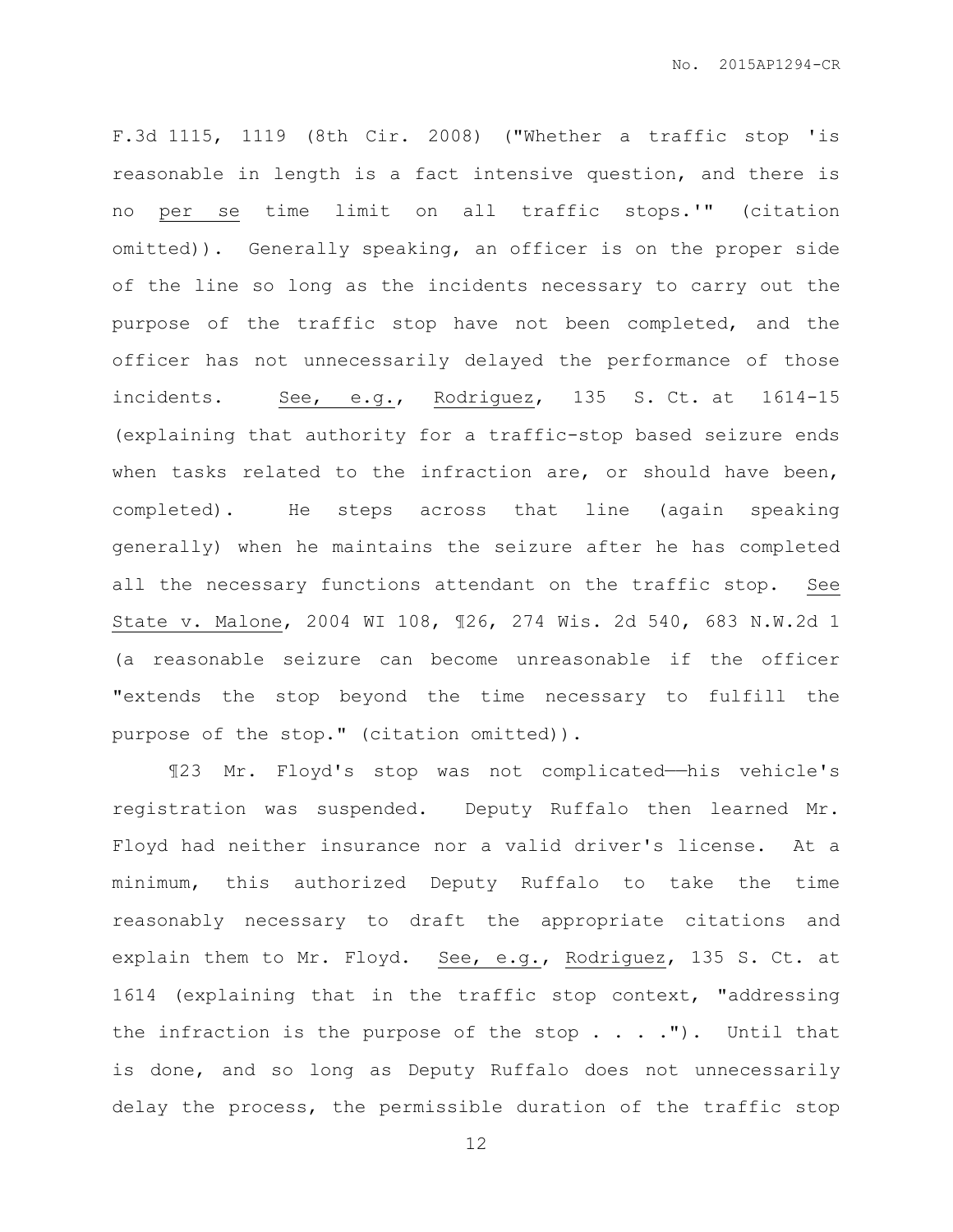F.3d 1115, 1119 (8th Cir. 2008) ("Whether a traffic stop 'is reasonable in length is a fact intensive question, and there is no per se time limit on all traffic stops.'" (citation omitted)). Generally speaking, an officer is on the proper side of the line so long as the incidents necessary to carry out the purpose of the traffic stop have not been completed, and the officer has not unnecessarily delayed the performance of those incidents. See, e.g., Rodriguez, 135 S. Ct. at 1614-15 (explaining that authority for a traffic-stop based seizure ends when tasks related to the infraction are, or should have been, completed). He steps across that line (again speaking generally) when he maintains the seizure after he has completed all the necessary functions attendant on the traffic stop. See State v. Malone, 2004 WI 108, ¶26, 274 Wis. 2d 540, 683 N.W.2d 1 (a reasonable seizure can become unreasonable if the officer "extends the stop beyond the time necessary to fulfill the purpose of the stop." (citation omitted)).

¶23 Mr. Floyd's stop was not complicated——his vehicle's registration was suspended. Deputy Ruffalo then learned Mr. Floyd had neither insurance nor a valid driver's license. At a minimum, this authorized Deputy Ruffalo to take the time reasonably necessary to draft the appropriate citations and explain them to Mr. Floyd. See, e.g., Rodriguez, 135 S. Ct. at 1614 (explaining that in the traffic stop context, "addressing the infraction is the purpose of the stop . . . ."). Until that is done, and so long as Deputy Ruffalo does not unnecessarily delay the process, the permissible duration of the traffic stop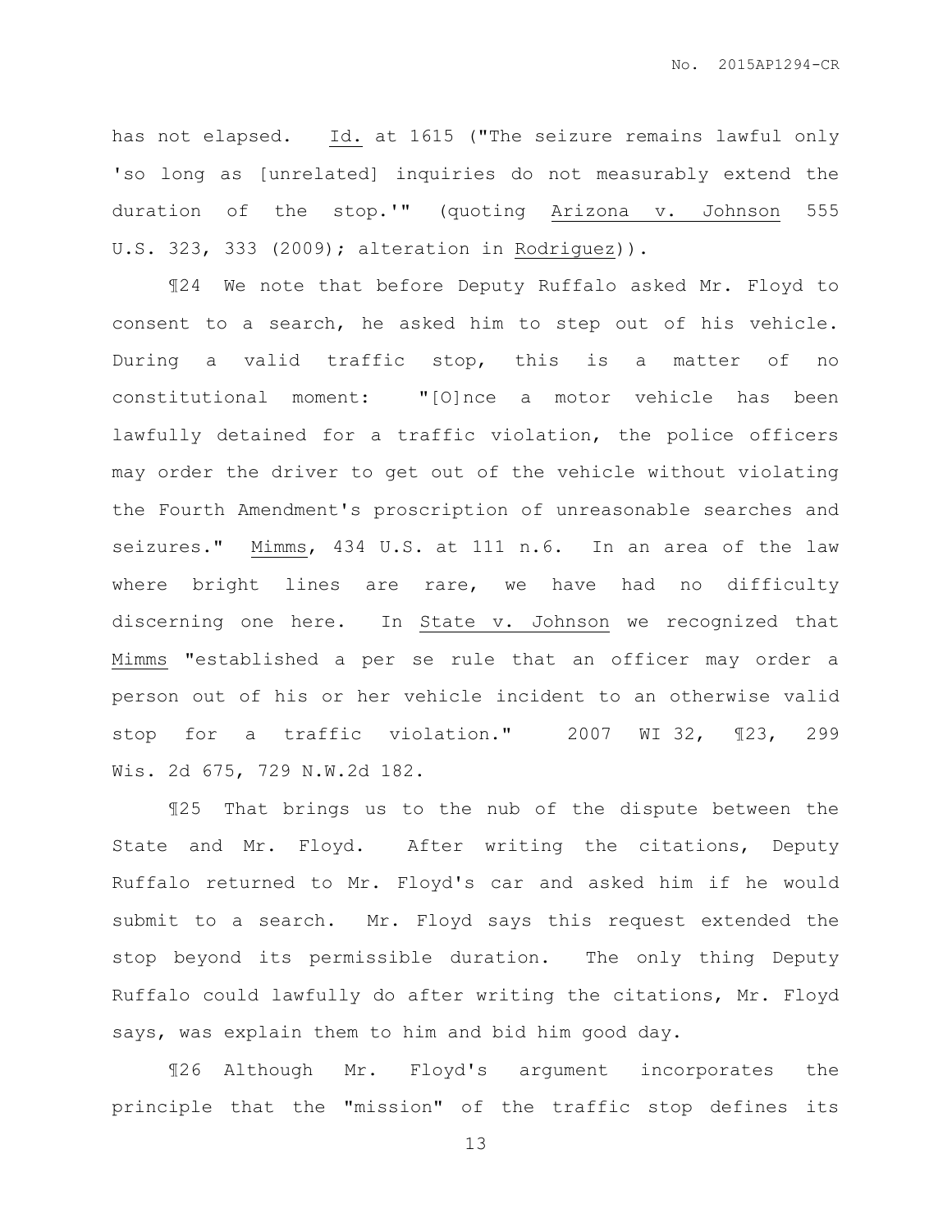has not elapsed. Id. at 1615 ("The seizure remains lawful only 'so long as [unrelated] inquiries do not measurably extend the duration of the stop.'" (quoting Arizona v. Johnson 555 U.S. 323, 333 (2009); alteration in Rodriguez)).

¶24 We note that before Deputy Ruffalo asked Mr. Floyd to consent to a search, he asked him to step out of his vehicle. During a valid traffic stop, this is a matter of no constitutional moment: "[O]nce a motor vehicle has been lawfully detained for a traffic violation, the police officers may order the driver to get out of the vehicle without violating the Fourth Amendment's proscription of unreasonable searches and seizures." Mimms, 434 U.S. at 111 n.6. In an area of the law where bright lines are rare, we have had no difficulty discerning one here. In State v. Johnson we recognized that Mimms "established a per se rule that an officer may order a person out of his or her vehicle incident to an otherwise valid stop for a traffic violation." 2007 WI 32, ¶23, 299 Wis. 2d 675, 729 N.W.2d 182.

¶25 That brings us to the nub of the dispute between the State and Mr. Floyd. After writing the citations, Deputy Ruffalo returned to Mr. Floyd's car and asked him if he would submit to a search. Mr. Floyd says this request extended the stop beyond its permissible duration. The only thing Deputy Ruffalo could lawfully do after writing the citations, Mr. Floyd says, was explain them to him and bid him good day.

¶26 Although Mr. Floyd's argument incorporates the principle that the "mission" of the traffic stop defines its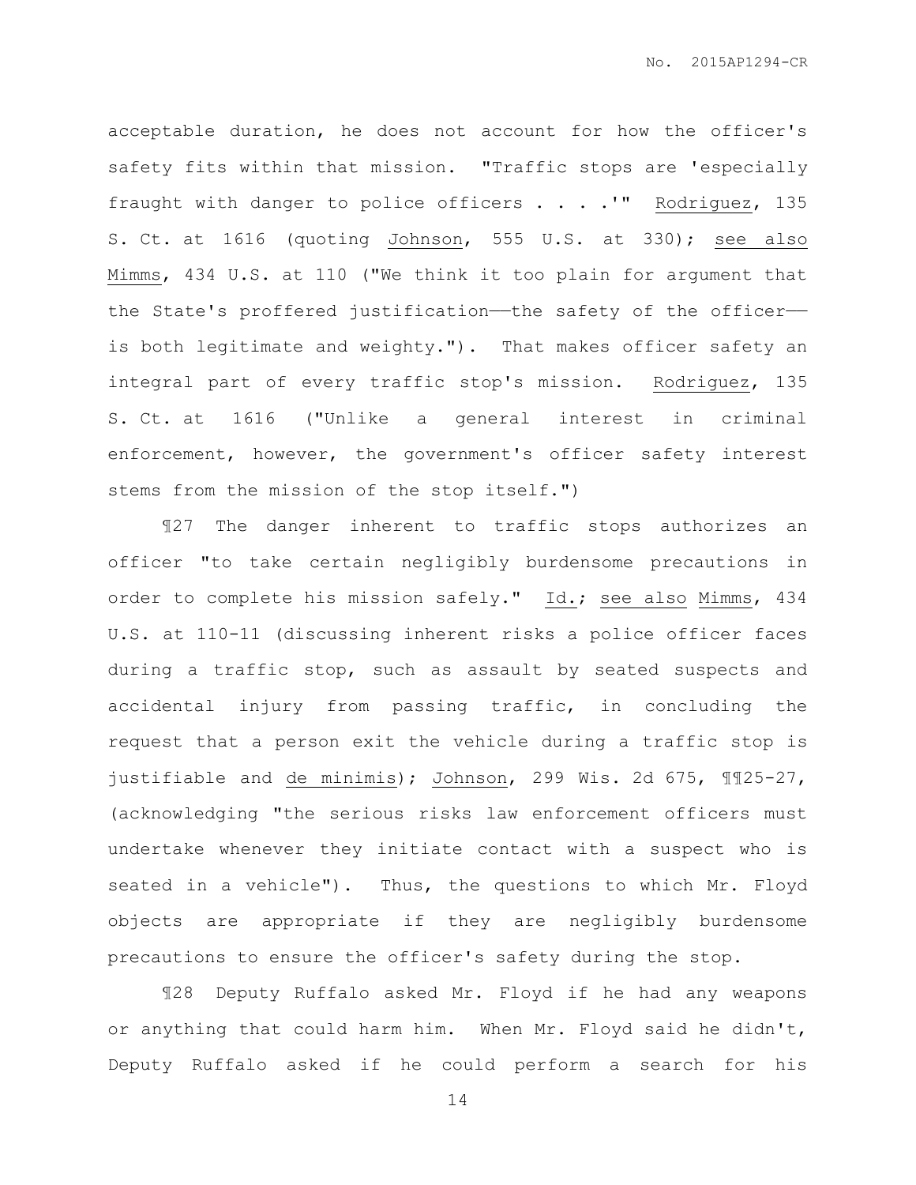acceptable duration, he does not account for how the officer's safety fits within that mission. "Traffic stops are 'especially fraught with danger to police officers . . . .'" Rodriguez, 135 S. Ct. at 1616 (quoting Johnson, 555 U.S. at 330); see also Mimms, 434 U.S. at 110 ("We think it too plain for argument that the State's proffered justification——the safety of the officer——is both legitimate and weighty."). That makes officer safety an integral part of every traffic stop's mission. Rodriguez, 135 S. Ct. at 1616 ("Unlike a general interest in criminal enforcement, however, the government's officer safety interest stems from the mission of the stop itself.")

¶27 The danger inherent to traffic stops authorizes an officer "to take certain negligibly burdensome precautions in order to complete his mission safely." Id.; see also Mimms, 434 U.S. at 110-11 (discussing inherent risks a police officer faces during a traffic stop, such as assault by seated suspects and accidental injury from passing traffic, in concluding the request that a person exit the vehicle during a traffic stop is justifiable and de minimis); Johnson, 299 Wis. 2d 675, ¶¶25-27, (acknowledging "the serious risks law enforcement officers must undertake whenever they initiate contact with a suspect who is seated in a vehicle"). Thus, the questions to which Mr. Floyd objects are appropriate if they are negligibly burdensome precautions to ensure the officer's safety during the stop.

¶28 Deputy Ruffalo asked Mr. Floyd if he had any weapons or anything that could harm him. When Mr. Floyd said he didn't, Deputy Ruffalo asked if he could perform a search for his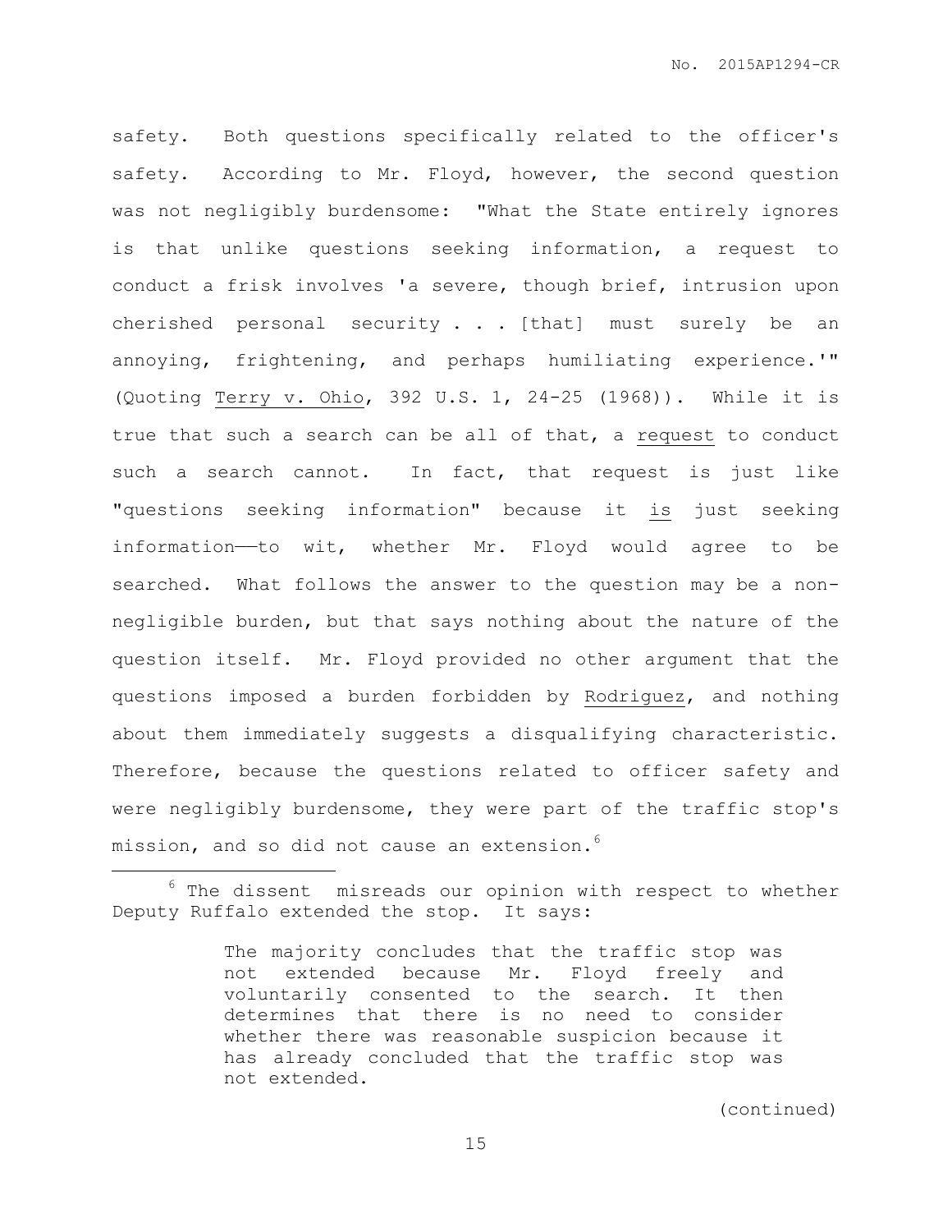safety. Both questions specifically related to the officer's safety. According to Mr. Floyd, however, the second question was not negligibly burdensome: "What the State entirely ignores is that unlike questions seeking information, a request to conduct a frisk involves 'a severe, though brief, intrusion upon cherished personal security . . . [that] must surely be an annoying, frightening, and perhaps humiliating experience.'" (Quoting Terry v. Ohio, 392 U.S. 1, 24-25 (1968)). While it is true that such a search can be all of that, a request to conduct such a search cannot. In fact, that request is just like "questions seeking information" because it is just seeking information——to wit, whether Mr. Floyd would agree to be searched. What follows the answer to the question may be a non-negligible burden, but that says nothing about the nature of the question itself. Mr. Floyd provided no other argument that the questions imposed a burden forbidden by Rodriguez, and nothing about them immediately suggests a disqualifying characteristic. Therefore, because the questions related to officer safety and were negligibly burdensome, they were part of the traffic stop's mission, and so did not cause an extension.[6]

---

[6] The dissent misreads our opinion with respect to whether Deputy Ruffalo extended the stop. It says:

> The majority concludes that the traffic stop was not extended because Mr. Floyd freely and voluntarily consented to the search. It then determines that there is no need to consider whether there was reasonable suspicion because it has already concluded that the traffic stop was not extended.

(continued)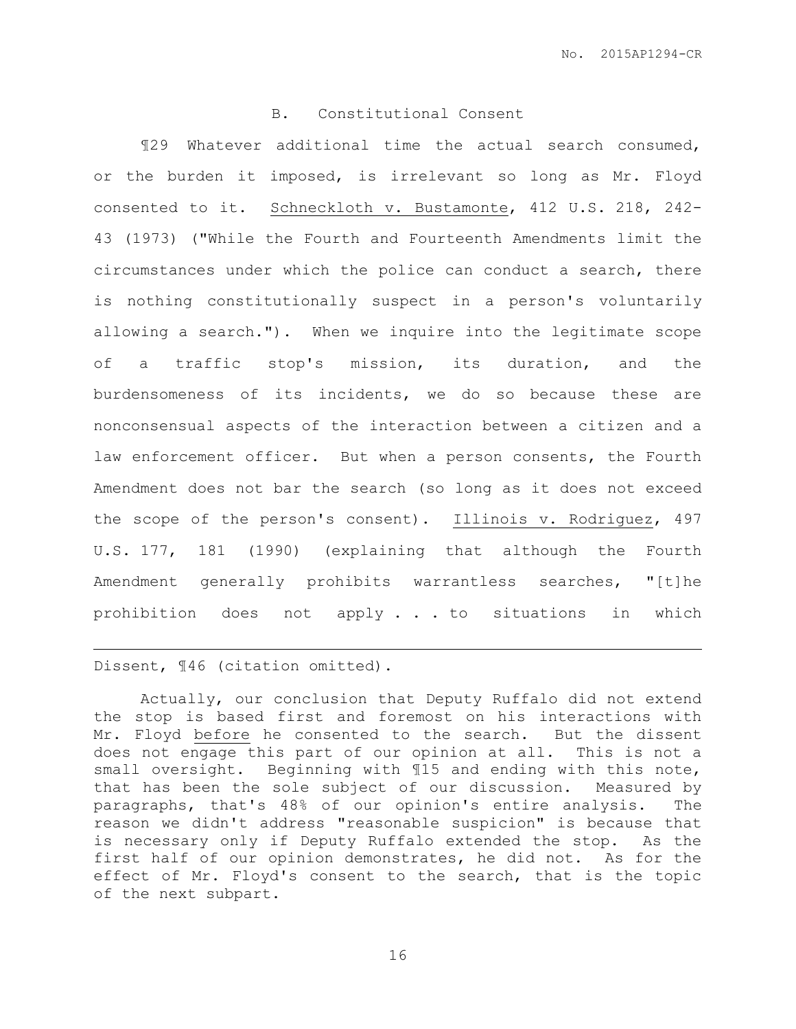### B. Constitutional Consent

¶29 Whatever additional time the actual search consumed, or the burden it imposed, is irrelevant so long as Mr. Floyd consented to it. Schneckloth v. Bustamonte, 412 U.S. 218, 242-43 (1973) ("While the Fourth and Fourteenth Amendments limit the circumstances under which the police can conduct a search, there is nothing constitutionally suspect in a person's voluntarily allowing a search."). When we inquire into the legitimate scope of a traffic stop's mission, its duration, and the burdensomeness of its incidents, we do so because these are nonconsensual aspects of the interaction between a citizen and a law enforcement officer. But when a person consents, the Fourth Amendment does not bar the search (so long as it does not exceed the scope of the person's consent). Illinois v. Rodriguez, 497 U.S. 177, 181 (1990) (explaining that although the Fourth Amendment generally prohibits warrantless searches, "[t]he prohibition does not apply . . . to situations in which

---

Dissent, ¶46 (citation omitted).

Actually, our conclusion that Deputy Ruffalo did not extend the stop is based first and foremost on his interactions with Mr. Floyd before he consented to the search. But the dissent does not engage this part of our opinion at all. This is not a small oversight. Beginning with ¶15 and ending with this note, that has been the sole subject of our discussion. Measured by paragraphs, that's 48% of our opinion's entire analysis. The reason we didn't address "reasonable suspicion" is because that is necessary only if Deputy Ruffalo extended the stop. As the first half of our opinion demonstrates, he did not. As for the effect of Mr. Floyd's consent to the search, that is the topic of the next subpart.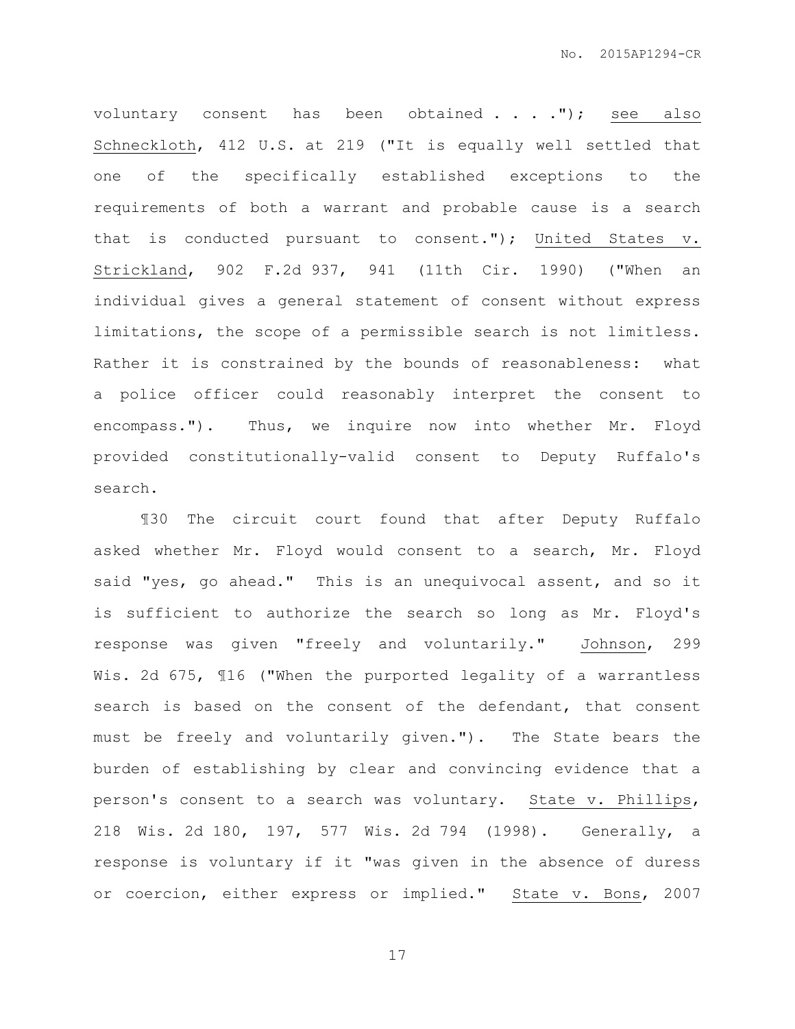voluntary consent has been obtained . . . ."); see also Schneckloth, 412 U.S. at 219 ("It is equally well settled that one of the specifically established exceptions to the requirements of both a warrant and probable cause is a search that is conducted pursuant to consent."); United States v. Strickland, 902 F.2d 937, 941 (11th Cir. 1990) ("When an individual gives a general statement of consent without express limitations, the scope of a permissible search is not limitless. Rather it is constrained by the bounds of reasonableness: what a police officer could reasonably interpret the consent to encompass."). Thus, we inquire now into whether Mr. Floyd provided constitutionally-valid consent to Deputy Ruffalo's search.

¶30 The circuit court found that after Deputy Ruffalo asked whether Mr. Floyd would consent to a search, Mr. Floyd said "yes, go ahead." This is an unequivocal assent, and so it is sufficient to authorize the search so long as Mr. Floyd's response was given "freely and voluntarily." Johnson, 299 Wis. 2d 675, ¶16 ("When the purported legality of a warrantless search is based on the consent of the defendant, that consent must be freely and voluntarily given."). The State bears the burden of establishing by clear and convincing evidence that a person's consent to a search was voluntary. State v. Phillips, 218 Wis. 2d 180, 197, 577 Wis. 2d 794 (1998). Generally, a response is voluntary if it "was given in the absence of duress or coercion, either express or implied." State v. Bons, 2007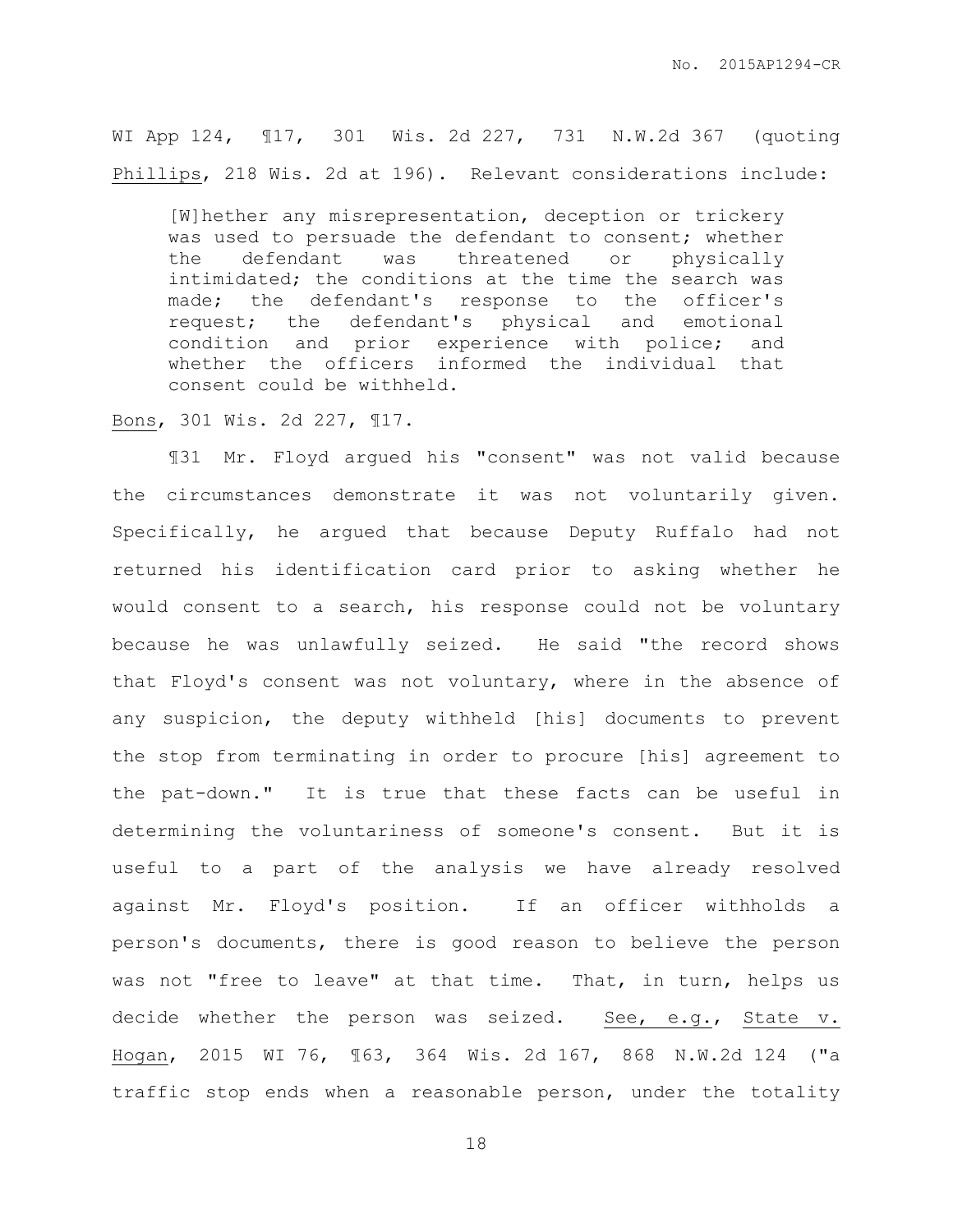WI App 124, ¶17, 301 Wis. 2d 227, 731 N.W.2d 367 (quoting Phillips, 218 Wis. 2d at 196). Relevant considerations include:

> [W]hether any misrepresentation, deception or trickery was used to persuade the defendant to consent; whether the defendant was threatened or physically intimidated; the conditions at the time the search was made; the defendant's response to the officer's request; the defendant's physical and emotional condition and prior experience with police; and whether the officers informed the individual that consent could be withheld.

Bons, 301 Wis. 2d 227, ¶17.

¶31 Mr. Floyd argued his "consent" was not valid because the circumstances demonstrate it was not voluntarily given. Specifically, he argued that because Deputy Ruffalo had not returned his identification card prior to asking whether he would consent to a search, his response could not be voluntary because he was unlawfully seized. He said "the record shows that Floyd's consent was not voluntary, where in the absence of any suspicion, the deputy withheld [his] documents to prevent the stop from terminating in order to procure [his] agreement to the pat-down." It is true that these facts can be useful in determining the voluntariness of someone's consent. But it is useful to a part of the analysis we have already resolved against Mr. Floyd's position. If an officer withholds a person's documents, there is good reason to believe the person was not "free to leave" at that time. That, in turn, helps us decide whether the person was seized. See, e.g., State v. Hogan, 2015 WI 76, ¶63, 364 Wis. 2d 167, 868 N.W.2d 124 ("a traffic stop ends when a reasonable person, under the totality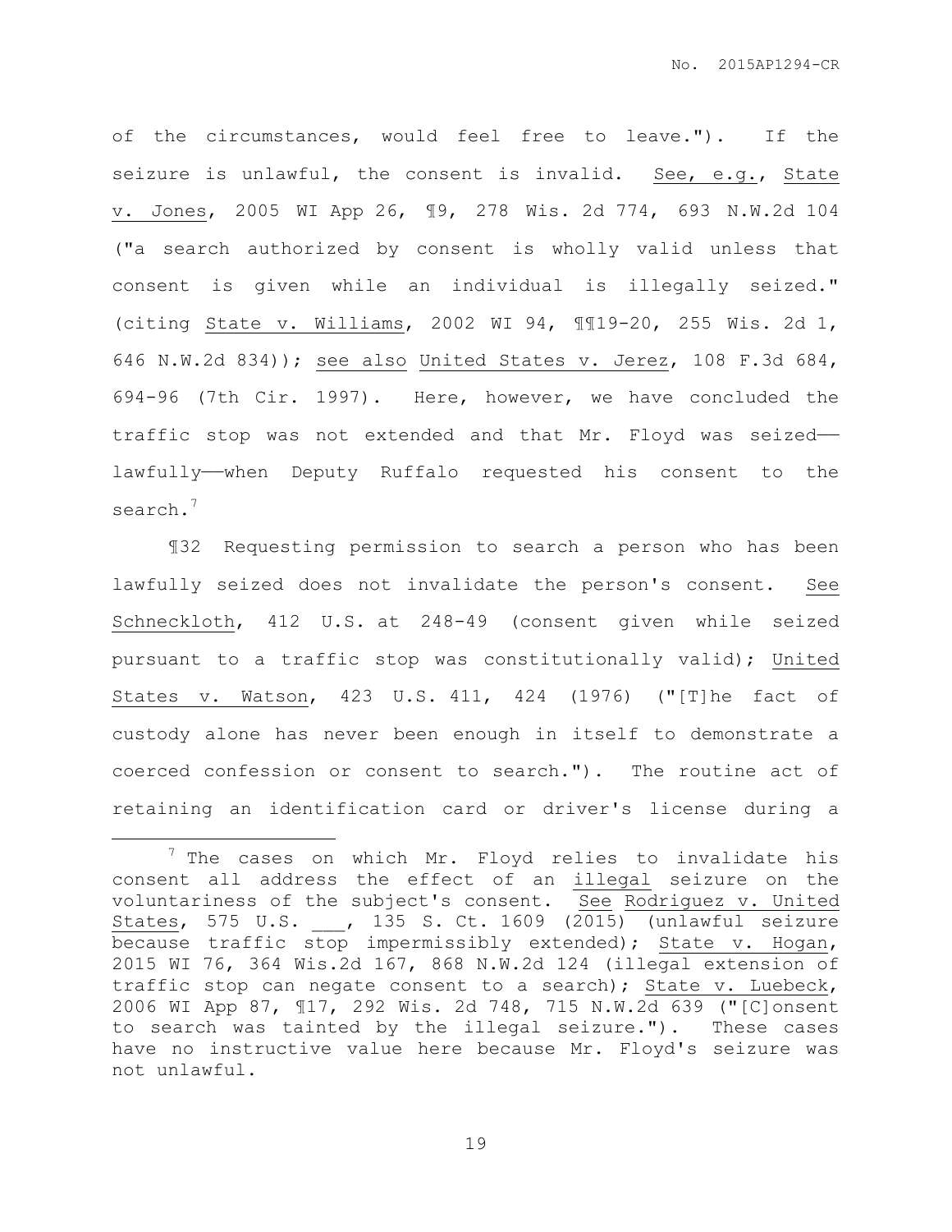of the circumstances, would feel free to leave."). If the seizure is unlawful, the consent is invalid. See, e.g., State v. Jones, 2005 WI App 26, ¶9, 278 Wis. 2d 774, 693 N.W.2d 104 ("a search authorized by consent is wholly valid unless that consent is given while an individual is illegally seized." (citing State v. Williams, 2002 WI 94, ¶¶19-20, 255 Wis. 2d 1, 646 N.W.2d 834)); see also United States v. Jerez, 108 F.3d 684, 694-96 (7th Cir. 1997). Here, however, we have concluded the traffic stop was not extended and that Mr. Floyd was seized—lawfully—when Deputy Ruffalo requested his consent to the search.[7]

¶32 Requesting permission to search a person who has been lawfully seized does not invalidate the person's consent. See Schneckloth, 412 U.S. at 248-49 (consent given while seized pursuant to a traffic stop was constitutionally valid); United States v. Watson, 423 U.S. 411, 424 (1976) ("[T]he fact of custody alone has never been enough in itself to demonstrate a coerced confession or consent to search."). The routine act of retaining an identification card or driver's license during a

---

[7] The cases on which Mr. Floyd relies to invalidate his consent all address the effect of an illegal seizure on the voluntariness of the subject's consent. See Rodriguez v. United States, 575 U.S. ___, 135 S. Ct. 1609 (2015) (unlawful seizure because traffic stop impermissibly extended); State v. Hogan, 2015 WI 76, 364 Wis.2d 167, 868 N.W.2d 124 (illegal extension of traffic stop can negate consent to a search); State v. Luebeck, 2006 WI App 87, ¶17, 292 Wis. 2d 748, 715 N.W.2d 639 ("[C]onsent to search was tainted by the illegal seizure."). These cases have no instructive value here because Mr. Floyd's seizure was not unlawful.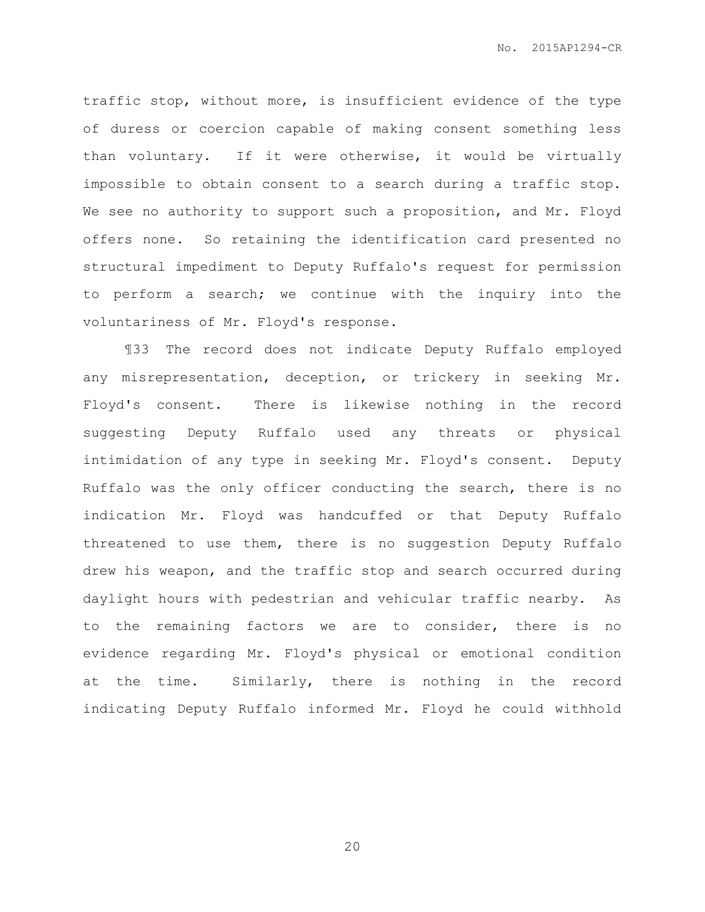traffic stop, without more, is insufficient evidence of the type of duress or coercion capable of making consent something less than voluntary. If it were otherwise, it would be virtually impossible to obtain consent to a search during a traffic stop. We see no authority to support such a proposition, and Mr. Floyd offers none. So retaining the identification card presented no structural impediment to Deputy Ruffalo's request for permission to perform a search; we continue with the inquiry into the voluntariness of Mr. Floyd's response.

¶33 The record does not indicate Deputy Ruffalo employed any misrepresentation, deception, or trickery in seeking Mr. Floyd's consent. There is likewise nothing in the record suggesting Deputy Ruffalo used any threats or physical intimidation of any type in seeking Mr. Floyd's consent. Deputy Ruffalo was the only officer conducting the search, there is no indication Mr. Floyd was handcuffed or that Deputy Ruffalo threatened to use them, there is no suggestion Deputy Ruffalo drew his weapon, and the traffic stop and search occurred during daylight hours with pedestrian and vehicular traffic nearby. As to the remaining factors we are to consider, there is no evidence regarding Mr. Floyd's physical or emotional condition at the time. Similarly, there is nothing in the record indicating Deputy Ruffalo informed Mr. Floyd he could withhold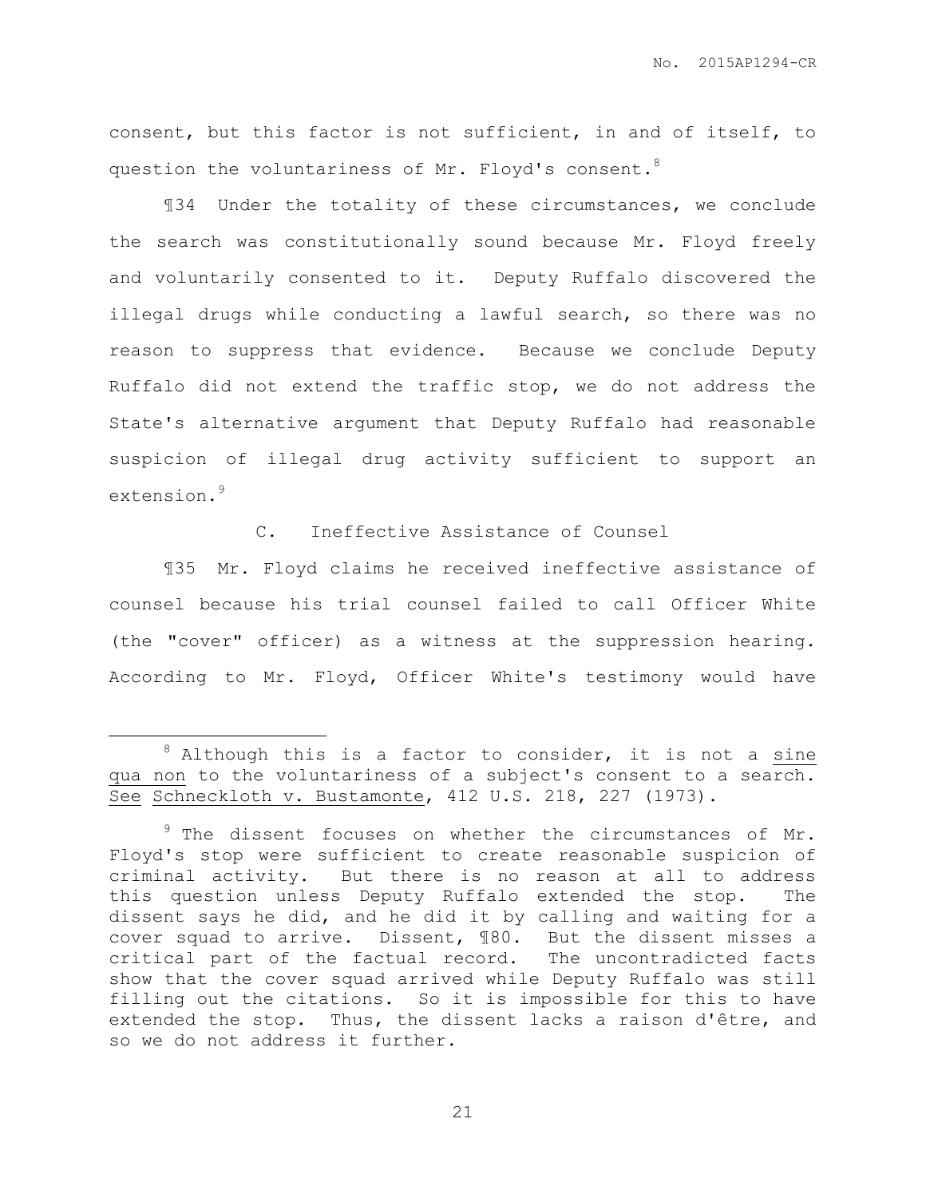consent, but this factor is not sufficient, in and of itself, to question the voluntariness of Mr. Floyd's consent.[8]

¶34 Under the totality of these circumstances, we conclude the search was constitutionally sound because Mr. Floyd freely and voluntarily consented to it. Deputy Ruffalo discovered the illegal drugs while conducting a lawful search, so there was no reason to suppress that evidence. Because we conclude Deputy Ruffalo did not extend the traffic stop, we do not address the State's alternative argument that Deputy Ruffalo had reasonable suspicion of illegal drug activity sufficient to support an extension.[9]

C. Ineffective Assistance of Counsel

¶35 Mr. Floyd claims he received ineffective assistance of counsel because his trial counsel failed to call Officer White (the "cover" officer) as a witness at the suppression hearing. According to Mr. Floyd, Officer White's testimony would have

---

[8] Although this is a factor to consider, it is not a sine qua non to the voluntariness of a subject's consent to a search. See Schneckloth v. Bustamonte, 412 U.S. 218, 227 (1973).

[9] The dissent focuses on whether the circumstances of Mr. Floyd's stop were sufficient to create reasonable suspicion of criminal activity. But there is no reason at all to address this question unless Deputy Ruffalo extended the stop. The dissent says he did, and he did it by calling and waiting for a cover squad to arrive. Dissent, ¶80. But the dissent misses a critical part of the factual record. The uncontradicted facts show that the cover squad arrived while Deputy Ruffalo was still filling out the citations. So it is impossible for this to have extended the stop. Thus, the dissent lacks a raison d'être, and so we do not address it further.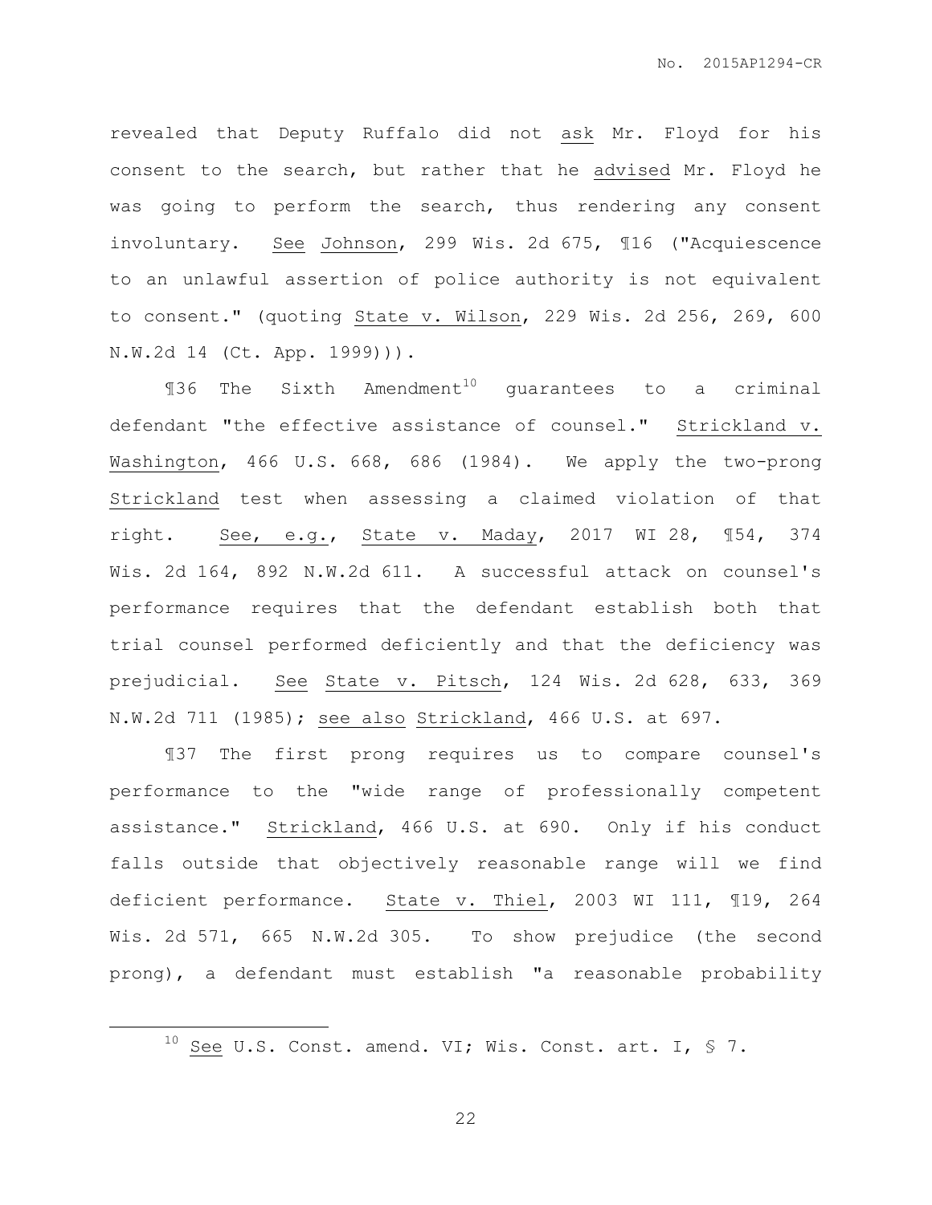revealed that Deputy Ruffalo did not ask Mr. Floyd for his consent to the search, but rather that he advised Mr. Floyd he was going to perform the search, thus rendering any consent involuntary. See Johnson, 299 Wis. 2d 675, ¶16 ("Acquiescence to an unlawful assertion of police authority is not equivalent to consent." (quoting State v. Wilson, 229 Wis. 2d 256, 269, 600 N.W.2d 14 (Ct. App. 1999))).

¶36 The Sixth Amendment[10] guarantees to a criminal defendant "the effective assistance of counsel." Strickland v. Washington, 466 U.S. 668, 686 (1984). We apply the two-prong Strickland test when assessing a claimed violation of that right. See, e.g., State v. Maday, 2017 WI 28, ¶54, 374 Wis. 2d 164, 892 N.W.2d 611. A successful attack on counsel's performance requires that the defendant establish both that trial counsel performed deficiently and that the deficiency was prejudicial. See State v. Pitsch, 124 Wis. 2d 628, 633, 369 N.W.2d 711 (1985); see also Strickland, 466 U.S. at 697.

¶37 The first prong requires us to compare counsel's performance to the "wide range of professionally competent assistance." Strickland, 466 U.S. at 690. Only if his conduct falls outside that objectively reasonable range will we find deficient performance. State v. Thiel, 2003 WI 111, ¶19, 264 Wis. 2d 571, 665 N.W.2d 305. To show prejudice (the second prong), a defendant must establish "a reasonable probability

[10] See U.S. Const. amend. VI; Wis. Const. art. I, § 7.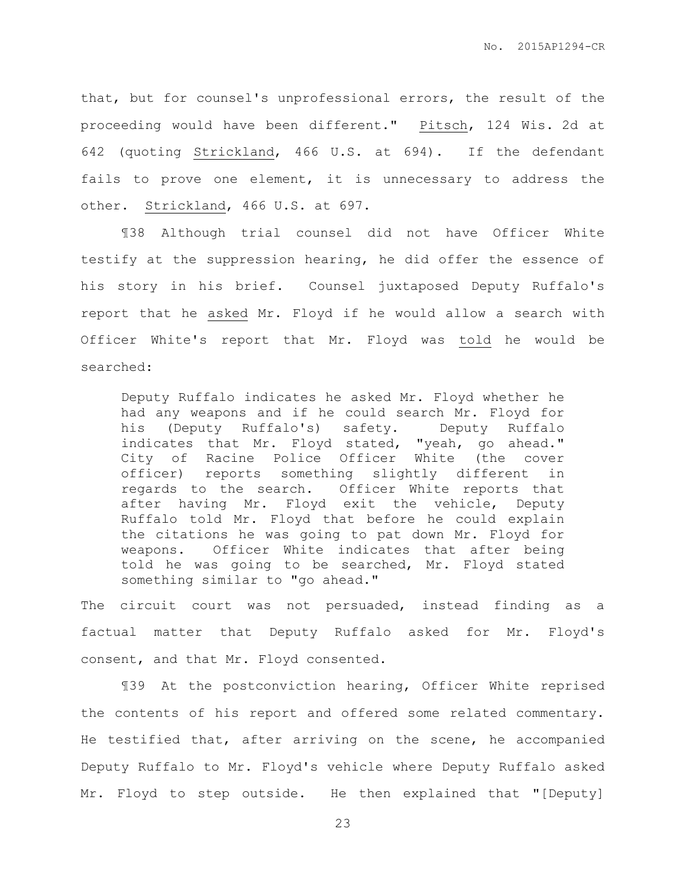that, but for counsel's unprofessional errors, the result of the proceeding would have been different." Pitsch, 124 Wis. 2d at 642 (quoting Strickland, 466 U.S. at 694). If the defendant fails to prove one element, it is unnecessary to address the other. Strickland, 466 U.S. at 697.

¶38 Although trial counsel did not have Officer White testify at the suppression hearing, he did offer the essence of his story in his brief. Counsel juxtaposed Deputy Ruffalo's report that he asked Mr. Floyd if he would allow a search with Officer White's report that Mr. Floyd was told he would be searched:

> Deputy Ruffalo indicates he asked Mr. Floyd whether he had any weapons and if he could search Mr. Floyd for his (Deputy Ruffalo's) safety. Deputy Ruffalo indicates that Mr. Floyd stated, "yeah, go ahead." City of Racine Police Officer White (the cover officer) reports something slightly different in regards to the search. Officer White reports that after having Mr. Floyd exit the vehicle, Deputy Ruffalo told Mr. Floyd that before he could explain the citations he was going to pat down Mr. Floyd for weapons. Officer White indicates that after being told he was going to be searched, Mr. Floyd stated something similar to "go ahead."

The circuit court was not persuaded, instead finding as a factual matter that Deputy Ruffalo asked for Mr. Floyd's consent, and that Mr. Floyd consented.

¶39 At the postconviction hearing, Officer White reprised the contents of his report and offered some related commentary. He testified that, after arriving on the scene, he accompanied Deputy Ruffalo to Mr. Floyd's vehicle where Deputy Ruffalo asked Mr. Floyd to step outside. He then explained that "[Deputy]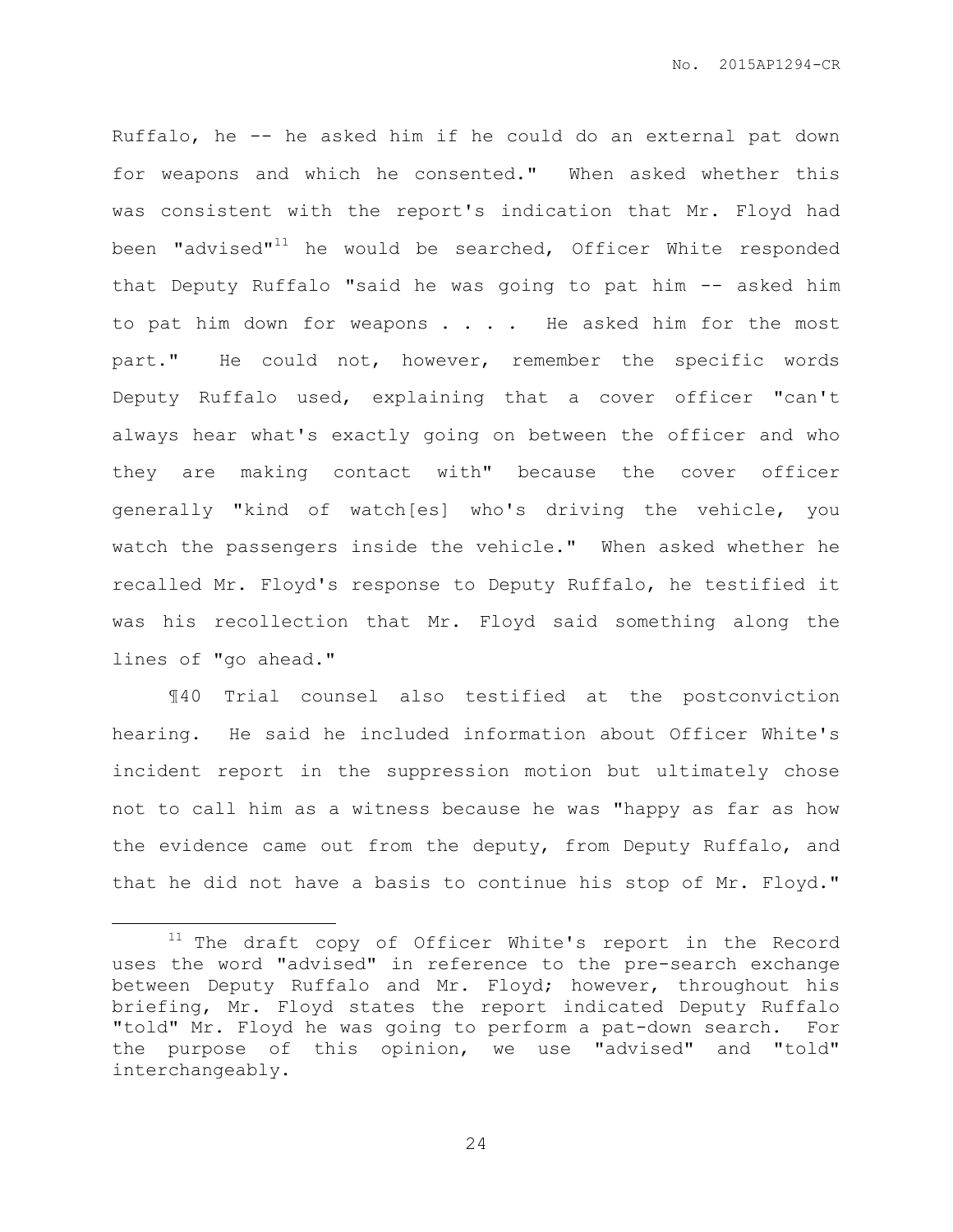Ruffalo, he -- he asked him if he could do an external pat down for weapons and which he consented." When asked whether this was consistent with the report's indication that Mr. Floyd had been "advised"[11] he would be searched, Officer White responded that Deputy Ruffalo "said he was going to pat him -- asked him to pat him down for weapons . . . . He asked him for the most part." He could not, however, remember the specific words Deputy Ruffalo used, explaining that a cover officer "can't always hear what's exactly going on between the officer and who they are making contact with" because the cover officer generally "kind of watch[es] who's driving the vehicle, you watch the passengers inside the vehicle." When asked whether he recalled Mr. Floyd's response to Deputy Ruffalo, he testified it was his recollection that Mr. Floyd said something along the lines of "go ahead."

¶40 Trial counsel also testified at the postconviction hearing. He said he included information about Officer White's incident report in the suppression motion but ultimately chose not to call him as a witness because he was "happy as far as how the evidence came out from the deputy, from Deputy Ruffalo, and that he did not have a basis to continue his stop of Mr. Floyd."

---

[11] The draft copy of Officer White's report in the Record uses the word "advised" in reference to the pre-search exchange between Deputy Ruffalo and Mr. Floyd; however, throughout his briefing, Mr. Floyd states the report indicated Deputy Ruffalo "told" Mr. Floyd he was going to perform a pat-down search. For the purpose of this opinion, we use "advised" and "told" interchangeably.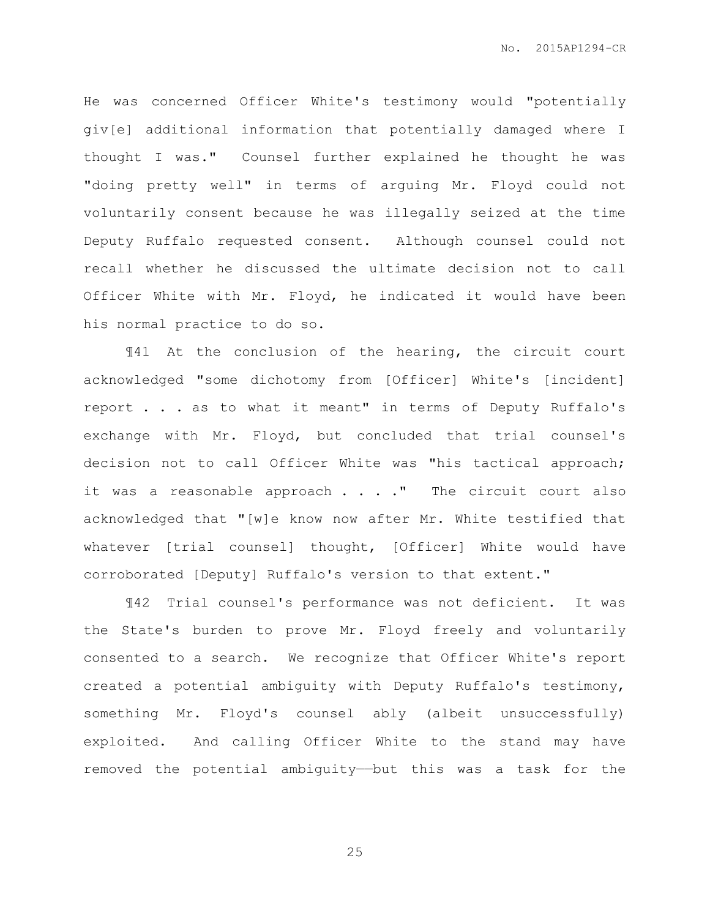He was concerned Officer White's testimony would "potentially giv[e] additional information that potentially damaged where I thought I was." Counsel further explained he thought he was "doing pretty well" in terms of arguing Mr. Floyd could not voluntarily consent because he was illegally seized at the time Deputy Ruffalo requested consent. Although counsel could not recall whether he discussed the ultimate decision not to call Officer White with Mr. Floyd, he indicated it would have been his normal practice to do so.

¶41 At the conclusion of the hearing, the circuit court acknowledged "some dichotomy from [Officer] White's [incident] report . . . as to what it meant" in terms of Deputy Ruffalo's exchange with Mr. Floyd, but concluded that trial counsel's decision not to call Officer White was "his tactical approach; it was a reasonable approach . . . ." The circuit court also acknowledged that "[w]e know now after Mr. White testified that whatever [trial counsel] thought, [Officer] White would have corroborated [Deputy] Ruffalo's version to that extent."

¶42 Trial counsel's performance was not deficient. It was the State's burden to prove Mr. Floyd freely and voluntarily consented to a search. We recognize that Officer White's report created a potential ambiguity with Deputy Ruffalo's testimony, something Mr. Floyd's counsel ably (albeit unsuccessfully) exploited. And calling Officer White to the stand may have removed the potential ambiguity——but this was a task for the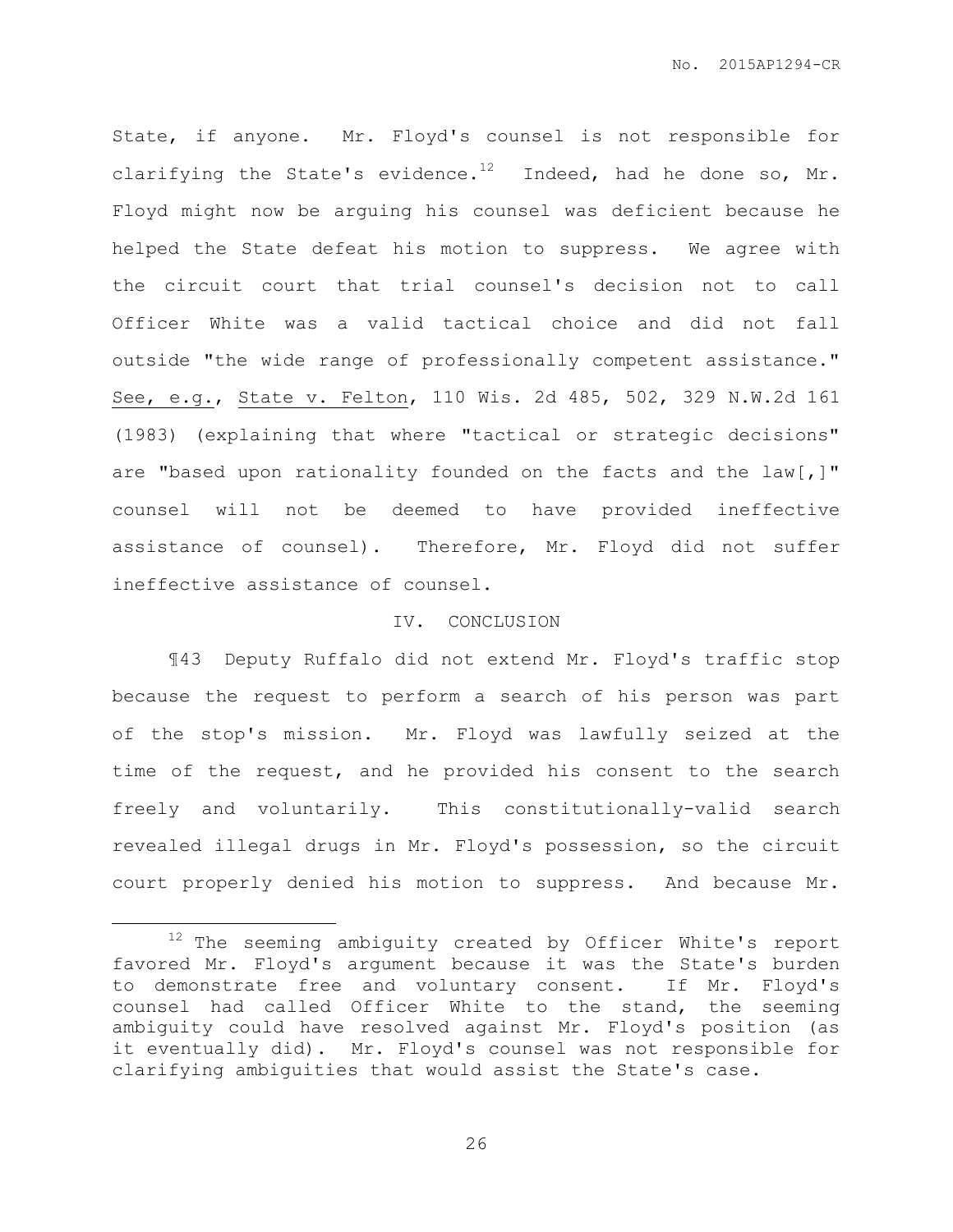State, if anyone. Mr. Floyd's counsel is not responsible for clarifying the State's evidence.[12] Indeed, had he done so, Mr. Floyd might now be arguing his counsel was deficient because he helped the State defeat his motion to suppress. We agree with the circuit court that trial counsel's decision not to call Officer White was a valid tactical choice and did not fall outside "the wide range of professionally competent assistance." See, e.g., State v. Felton, 110 Wis. 2d 485, 502, 329 N.W.2d 161 (1983) (explaining that where "tactical or strategic decisions" are "based upon rationality founded on the facts and the law[,]" counsel will not be deemed to have provided ineffective assistance of counsel). Therefore, Mr. Floyd did not suffer ineffective assistance of counsel.

## IV. CONCLUSION

¶43 Deputy Ruffalo did not extend Mr. Floyd's traffic stop because the request to perform a search of his person was part of the stop's mission. Mr. Floyd was lawfully seized at the time of the request, and he provided his consent to the search freely and voluntarily. This constitutionally-valid search revealed illegal drugs in Mr. Floyd's possession, so the circuit court properly denied his motion to suppress. And because Mr.

---

[12] The seeming ambiguity created by Officer White's report favored Mr. Floyd's argument because it was the State's burden to demonstrate free and voluntary consent. If Mr. Floyd's counsel had called Officer White to the stand, the seeming ambiguity could have resolved against Mr. Floyd's position (as it eventually did). Mr. Floyd's counsel was not responsible for clarifying ambiguities that would assist the State's case.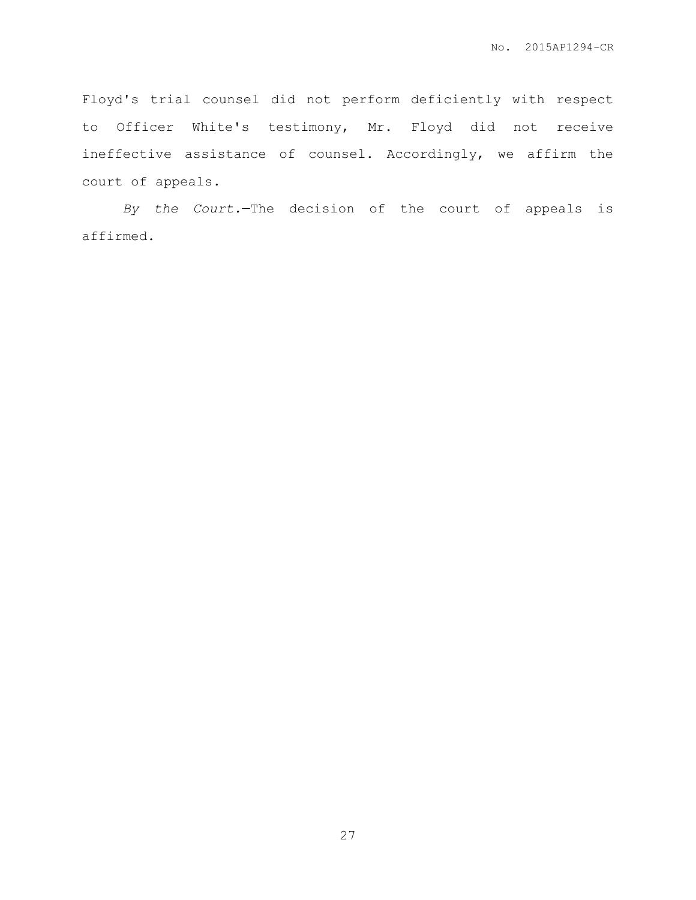Floyd's trial counsel did not perform deficiently with respect to Officer White's testimony, Mr. Floyd did not receive ineffective assistance of counsel. Accordingly, we affirm the court of appeals.

*By the Court.*—The decision of the court of appeals is affirmed.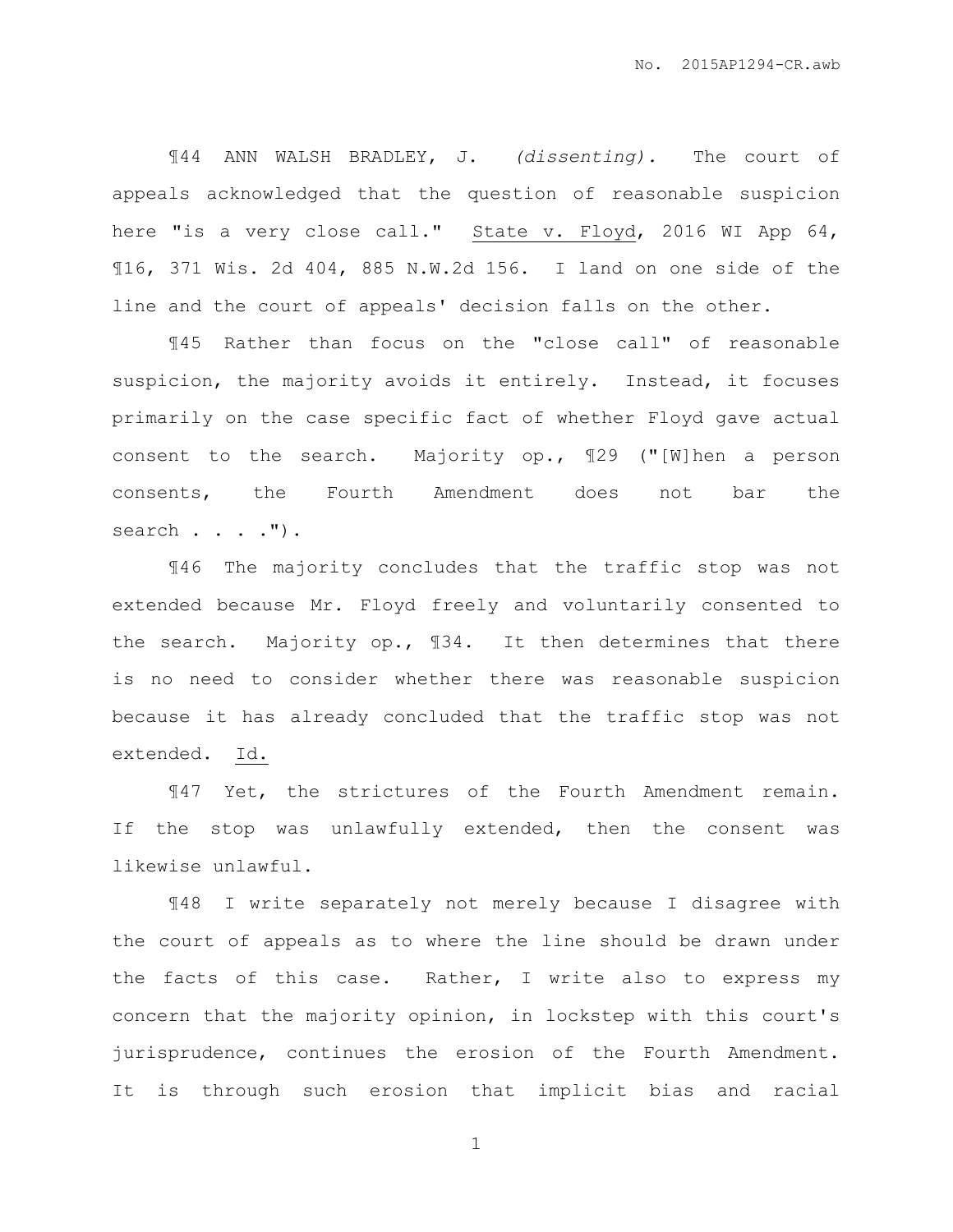¶44 ANN WALSH BRADLEY, J. *(dissenting).* The court of appeals acknowledged that the question of reasonable suspicion here "is a very close call." State v. Floyd, 2016 WI App 64, ¶16, 371 Wis. 2d 404, 885 N.W.2d 156. I land on one side of the line and the court of appeals' decision falls on the other.

¶45 Rather than focus on the "close call" of reasonable suspicion, the majority avoids it entirely. Instead, it focuses primarily on the case specific fact of whether Floyd gave actual consent to the search. Majority op., ¶29 ("[W]hen a person consents, the Fourth Amendment does not bar the search . . . .").

¶46 The majority concludes that the traffic stop was not extended because Mr. Floyd freely and voluntarily consented to the search. Majority op., ¶34. It then determines that there is no need to consider whether there was reasonable suspicion because it has already concluded that the traffic stop was not extended. Id.

¶47 Yet, the strictures of the Fourth Amendment remain. If the stop was unlawfully extended, then the consent was likewise unlawful.

¶48 I write separately not merely because I disagree with the court of appeals as to where the line should be drawn under the facts of this case. Rather, I write also to express my concern that the majority opinion, in lockstep with this court's jurisprudence, continues the erosion of the Fourth Amendment. It is through such erosion that implicit bias and racial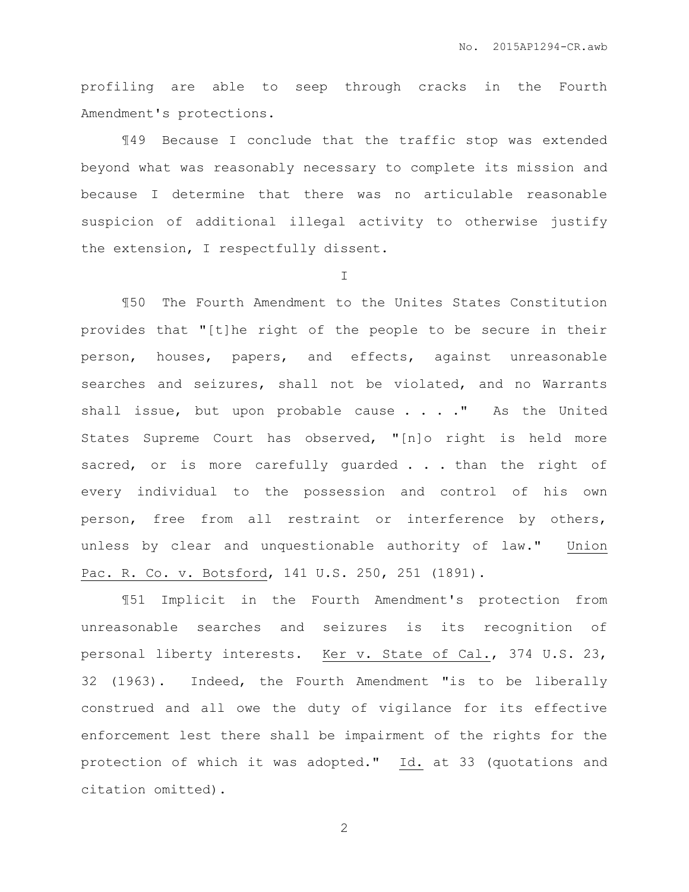profiling are able to seep through cracks in the Fourth Amendment's protections.

¶49 Because I conclude that the traffic stop was extended beyond what was reasonably necessary to complete its mission and because I determine that there was no articulable reasonable suspicion of additional illegal activity to otherwise justify the extension, I respectfully dissent.

I

¶50 The Fourth Amendment to the Unites States Constitution provides that "[t]he right of the people to be secure in their person, houses, papers, and effects, against unreasonable searches and seizures, shall not be violated, and no Warrants shall issue, but upon probable cause . . . ." As the United States Supreme Court has observed, "[n]o right is held more sacred, or is more carefully guarded . . . than the right of every individual to the possession and control of his own person, free from all restraint or interference by others, unless by clear and unquestionable authority of law." Union Pac. R. Co. v. Botsford, 141 U.S. 250, 251 (1891).

¶51 Implicit in the Fourth Amendment's protection from unreasonable searches and seizures is its recognition of personal liberty interests. Ker v. State of Cal., 374 U.S. 23, 32 (1963). Indeed, the Fourth Amendment "is to be liberally construed and all owe the duty of vigilance for its effective enforcement lest there shall be impairment of the rights for the protection of which it was adopted." Id. at 33 (quotations and citation omitted).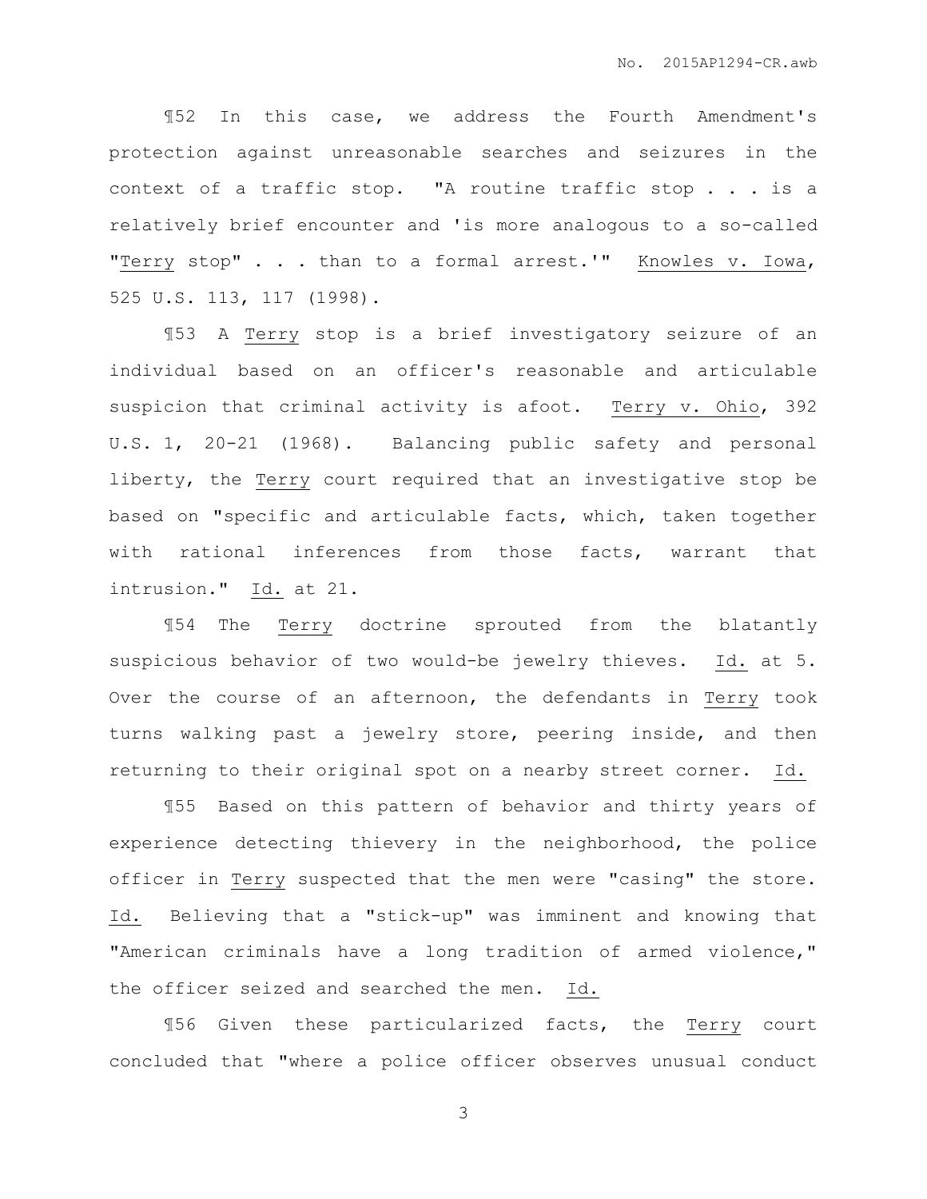¶52 In this case, we address the Fourth Amendment's protection against unreasonable searches and seizures in the context of a traffic stop. "A routine traffic stop . . . is a relatively brief encounter and 'is more analogous to a so-called "Terry stop" . . . than to a formal arrest.'" Knowles v. Iowa, 525 U.S. 113, 117 (1998).

¶53 A Terry stop is a brief investigatory seizure of an individual based on an officer's reasonable and articulable suspicion that criminal activity is afoot. Terry v. Ohio, 392 U.S. 1, 20-21 (1968). Balancing public safety and personal liberty, the Terry court required that an investigative stop be based on "specific and articulable facts, which, taken together with rational inferences from those facts, warrant that intrusion." Id. at 21.

¶54 The Terry doctrine sprouted from the blatantly suspicious behavior of two would-be jewelry thieves. Id. at 5. Over the course of an afternoon, the defendants in Terry took turns walking past a jewelry store, peering inside, and then returning to their original spot on a nearby street corner. Id.

¶55 Based on this pattern of behavior and thirty years of experience detecting thievery in the neighborhood, the police officer in Terry suspected that the men were "casing" the store. Id. Believing that a "stick-up" was imminent and knowing that "American criminals have a long tradition of armed violence," the officer seized and searched the men. Id.

¶56 Given these particularized facts, the Terry court concluded that "where a police officer observes unusual conduct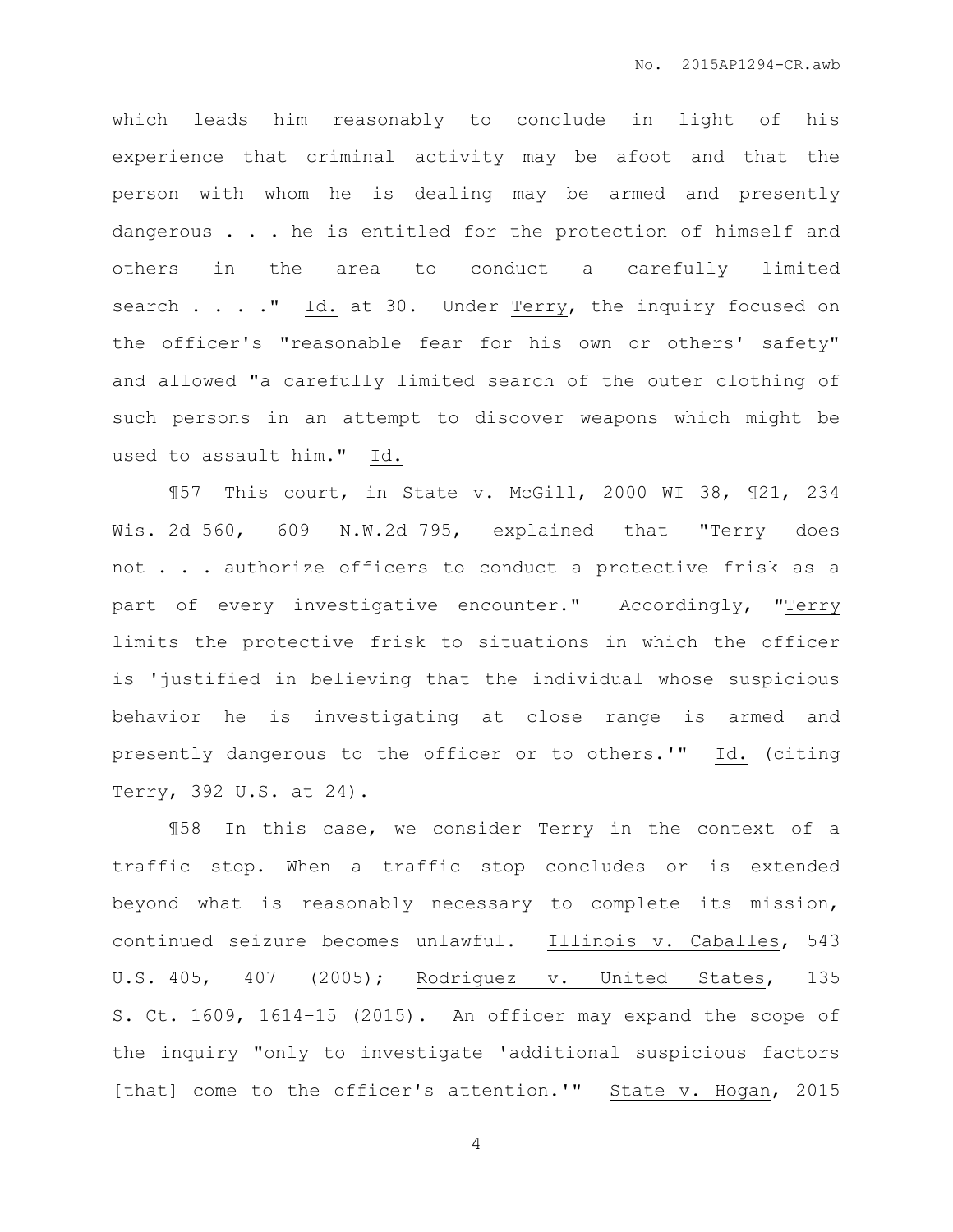which leads him reasonably to conclude in light of his experience that criminal activity may be afoot and that the person with whom he is dealing may be armed and presently dangerous . . . he is entitled for the protection of himself and others in the area to conduct a carefully limited search . . . ." Id. at 30. Under Terry, the inquiry focused on the officer's "reasonable fear for his own or others' safety" and allowed "a carefully limited search of the outer clothing of such persons in an attempt to discover weapons which might be used to assault him." Id.

¶57 This court, in State v. McGill, 2000 WI 38, ¶21, 234 Wis. 2d 560, 609 N.W.2d 795, explained that "Terry does not . . . authorize officers to conduct a protective frisk as a part of every investigative encounter." Accordingly, "Terry limits the protective frisk to situations in which the officer is 'justified in believing that the individual whose suspicious behavior he is investigating at close range is armed and presently dangerous to the officer or to others.'" Id. (citing Terry, 392 U.S. at 24).

¶58 In this case, we consider Terry in the context of a traffic stop. When a traffic stop concludes or is extended beyond what is reasonably necessary to complete its mission, continued seizure becomes unlawful. Illinois v. Caballes, 543 U.S. 405, 407 (2005); Rodriguez v. United States, 135 S. Ct. 1609, 1614–15 (2015). An officer may expand the scope of the inquiry "only to investigate 'additional suspicious factors [that] come to the officer's attention.'" State v. Hogan, 2015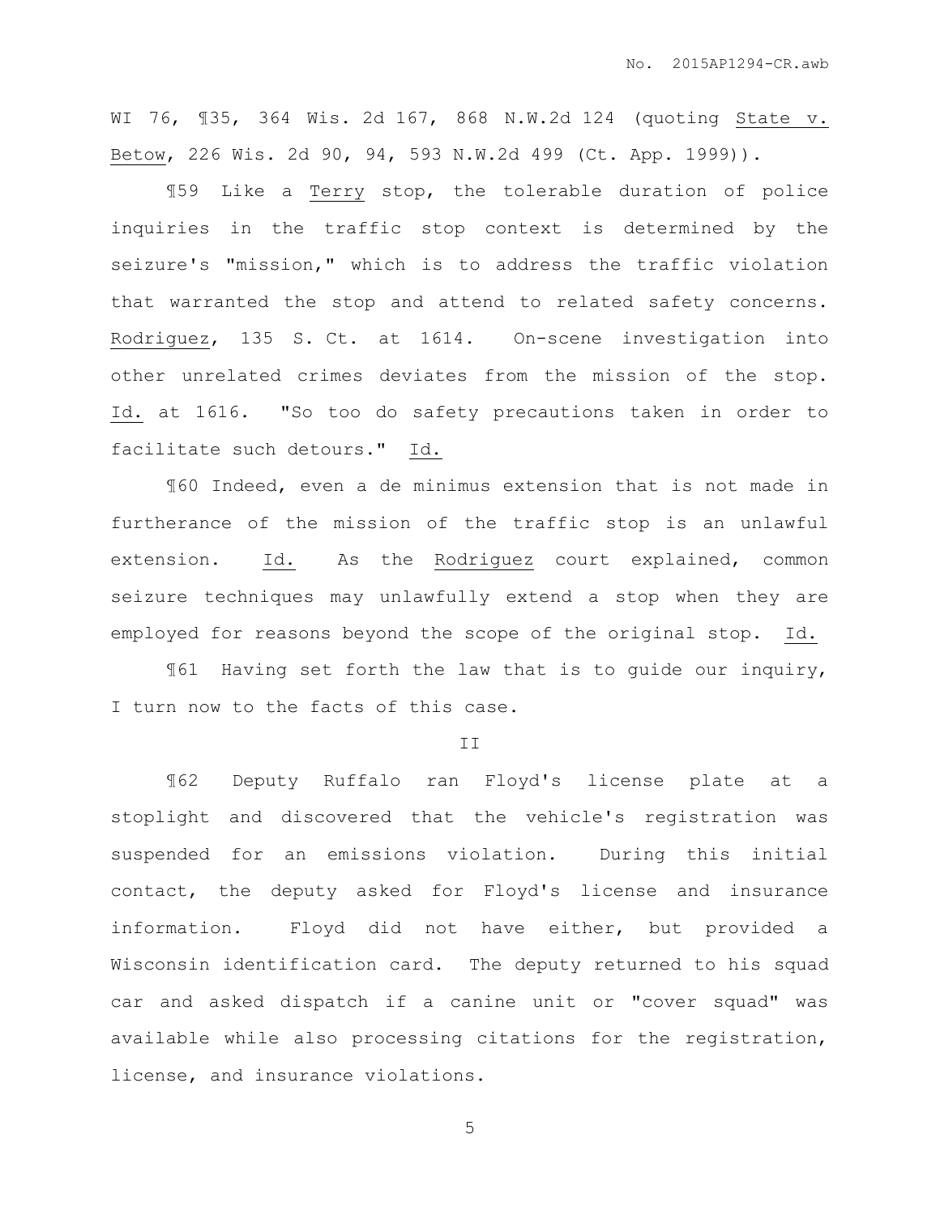WI 76, ¶35, 364 Wis. 2d 167, 868 N.W.2d 124 (quoting State v. Betow, 226 Wis. 2d 90, 94, 593 N.W.2d 499 (Ct. App. 1999)).

¶59 Like a Terry stop, the tolerable duration of police inquiries in the traffic stop context is determined by the seizure's "mission," which is to address the traffic violation that warranted the stop and attend to related safety concerns. Rodriguez, 135 S. Ct. at 1614. On-scene investigation into other unrelated crimes deviates from the mission of the stop. Id. at 1616. "So too do safety precautions taken in order to facilitate such detours." Id.

¶60 Indeed, even a de minimus extension that is not made in furtherance of the mission of the traffic stop is an unlawful extension. Id. As the Rodriguez court explained, common seizure techniques may unlawfully extend a stop when they are employed for reasons beyond the scope of the original stop. Id.

¶61 Having set forth the law that is to guide our inquiry, I turn now to the facts of this case.

## II

¶62 Deputy Ruffalo ran Floyd's license plate at a stoplight and discovered that the vehicle's registration was suspended for an emissions violation. During this initial contact, the deputy asked for Floyd's license and insurance information. Floyd did not have either, but provided a Wisconsin identification card. The deputy returned to his squad car and asked dispatch if a canine unit or "cover squad" was available while also processing citations for the registration, license, and insurance violations.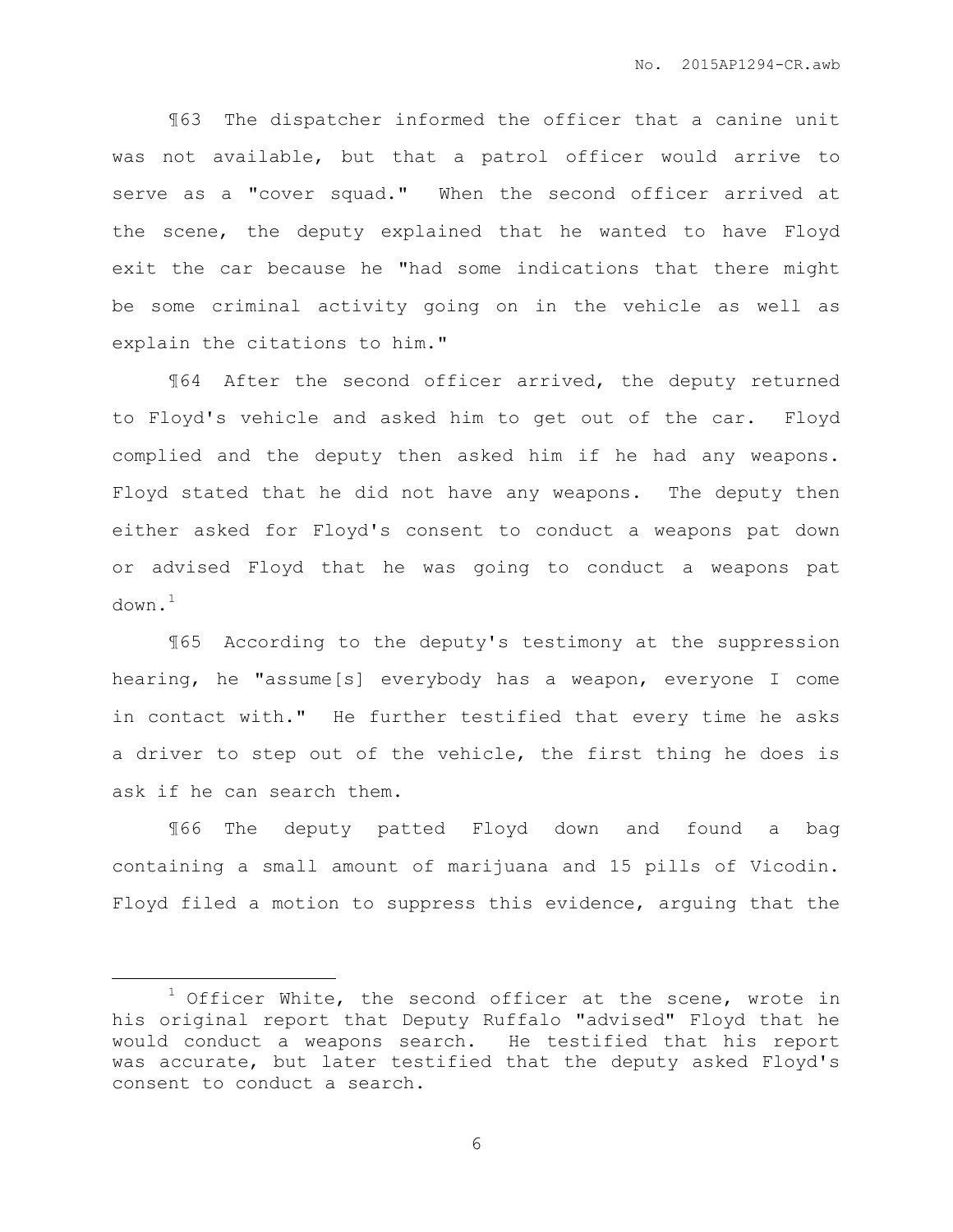¶63 The dispatcher informed the officer that a canine unit was not available, but that a patrol officer would arrive to serve as a "cover squad." When the second officer arrived at the scene, the deputy explained that he wanted to have Floyd exit the car because he "had some indications that there might be some criminal activity going on in the vehicle as well as explain the citations to him."

¶64 After the second officer arrived, the deputy returned to Floyd's vehicle and asked him to get out of the car. Floyd complied and the deputy then asked him if he had any weapons. Floyd stated that he did not have any weapons. The deputy then either asked for Floyd's consent to conduct a weapons pat down or advised Floyd that he was going to conduct a weapons pat down.[1]

¶65 According to the deputy's testimony at the suppression hearing, he "assume[s] everybody has a weapon, everyone I come in contact with." He further testified that every time he asks a driver to step out of the vehicle, the first thing he does is ask if he can search them.

¶66 The deputy patted Floyd down and found a bag containing a small amount of marijuana and 15 pills of Vicodin. Floyd filed a motion to suppress this evidence, arguing that the

---

[1] Officer White, the second officer at the scene, wrote in his original report that Deputy Ruffalo "advised" Floyd that he would conduct a weapons search. He testified that his report was accurate, but later testified that the deputy asked Floyd's consent to conduct a search.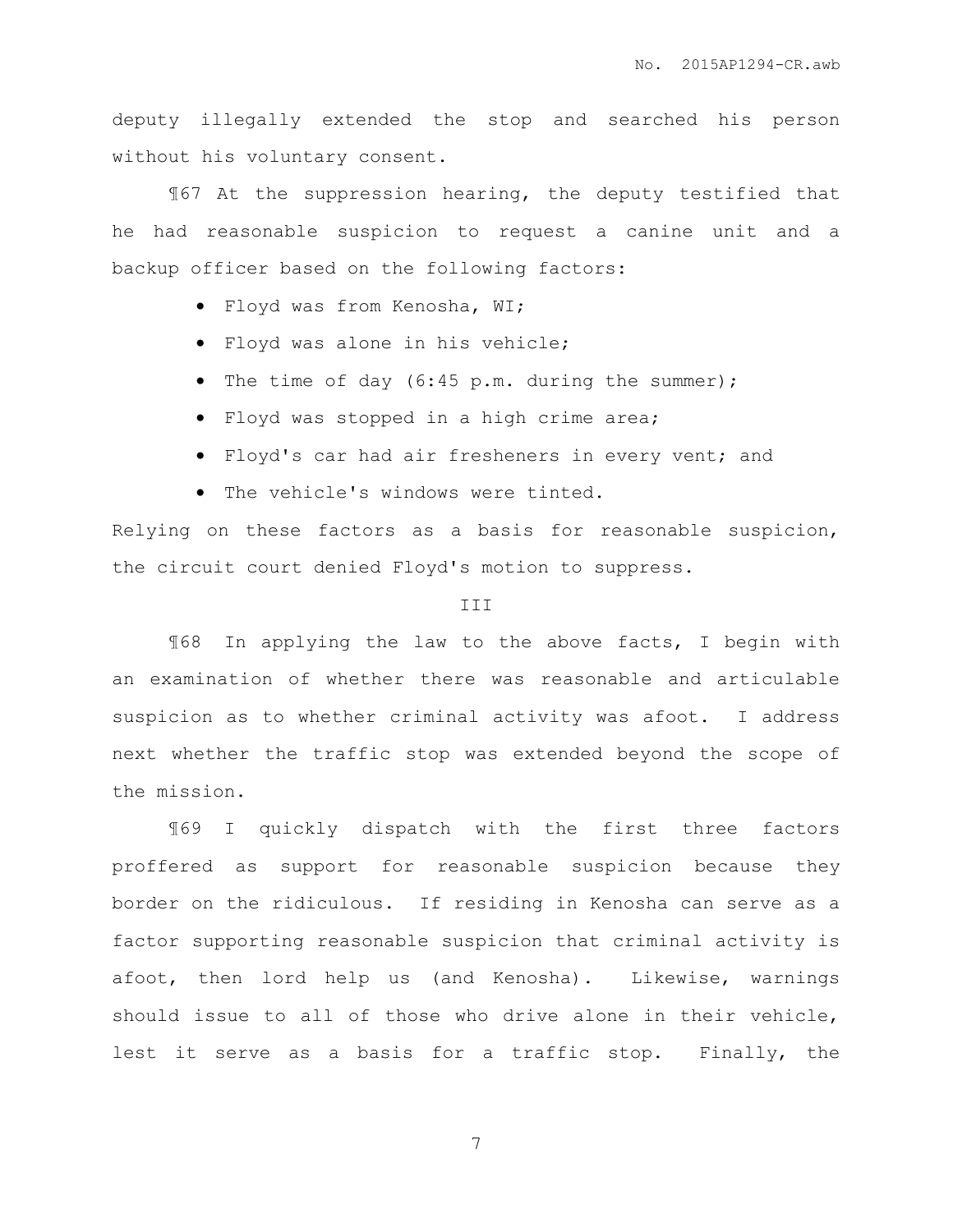deputy illegally extended the stop and searched his person without his voluntary consent.

¶67 At the suppression hearing, the deputy testified that he had reasonable suspicion to request a canine unit and a backup officer based on the following factors:

- Floyd was from Kenosha, WI;
- Floyd was alone in his vehicle;
- The time of day (6:45 p.m. during the summer);
- Floyd was stopped in a high crime area;
- Floyd's car had air fresheners in every vent; and
- The vehicle's windows were tinted.

Relying on these factors as a basis for reasonable suspicion, the circuit court denied Floyd's motion to suppress.

III

¶68 In applying the law to the above facts, I begin with an examination of whether there was reasonable and articulable suspicion as to whether criminal activity was afoot. I address next whether the traffic stop was extended beyond the scope of the mission.

¶69 I quickly dispatch with the first three factors proffered as support for reasonable suspicion because they border on the ridiculous. If residing in Kenosha can serve as a factor supporting reasonable suspicion that criminal activity is afoot, then lord help us (and Kenosha). Likewise, warnings should issue to all of those who drive alone in their vehicle, lest it serve as a basis for a traffic stop. Finally, the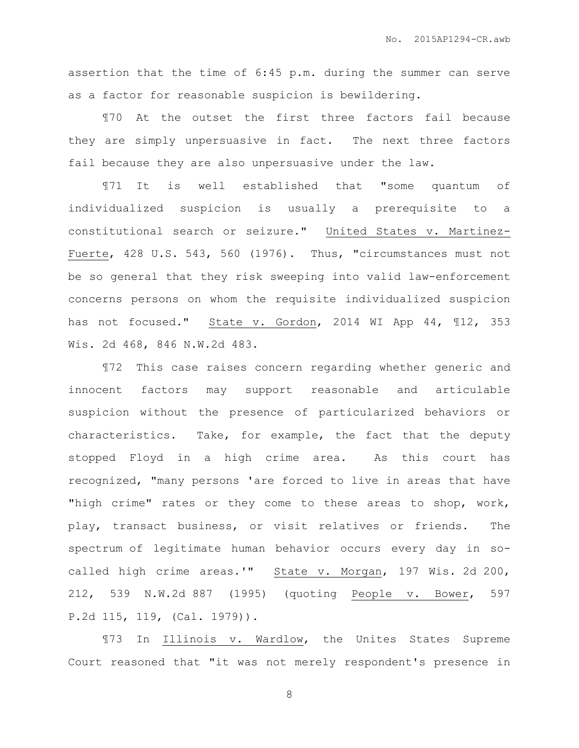assertion that the time of 6:45 p.m. during the summer can serve as a factor for reasonable suspicion is bewildering.

¶70 At the outset the first three factors fail because they are simply unpersuasive in fact. The next three factors fail because they are also unpersuasive under the law.

¶71 It is well established that "some quantum of individualized suspicion is usually a prerequisite to a constitutional search or seizure." United States v. Martinez-Fuerte, 428 U.S. 543, 560 (1976). Thus, "circumstances must not be so general that they risk sweeping into valid law-enforcement concerns persons on whom the requisite individualized suspicion has not focused." State v. Gordon, 2014 WI App 44, ¶12, 353 Wis. 2d 468, 846 N.W.2d 483.

¶72 This case raises concern regarding whether generic and innocent factors may support reasonable and articulable suspicion without the presence of particularized behaviors or characteristics. Take, for example, the fact that the deputy stopped Floyd in a high crime area. As this court has recognized, "many persons 'are forced to live in areas that have "high crime" rates or they come to these areas to shop, work, play, transact business, or visit relatives or friends. The spectrum of legitimate human behavior occurs every day in so-called high crime areas.'" State v. Morgan, 197 Wis. 2d 200, 212, 539 N.W.2d 887 (1995) (quoting People v. Bower, 597 P.2d 115, 119, (Cal. 1979)).

¶73 In Illinois v. Wardlow, the Unites States Supreme Court reasoned that "it was not merely respondent's presence in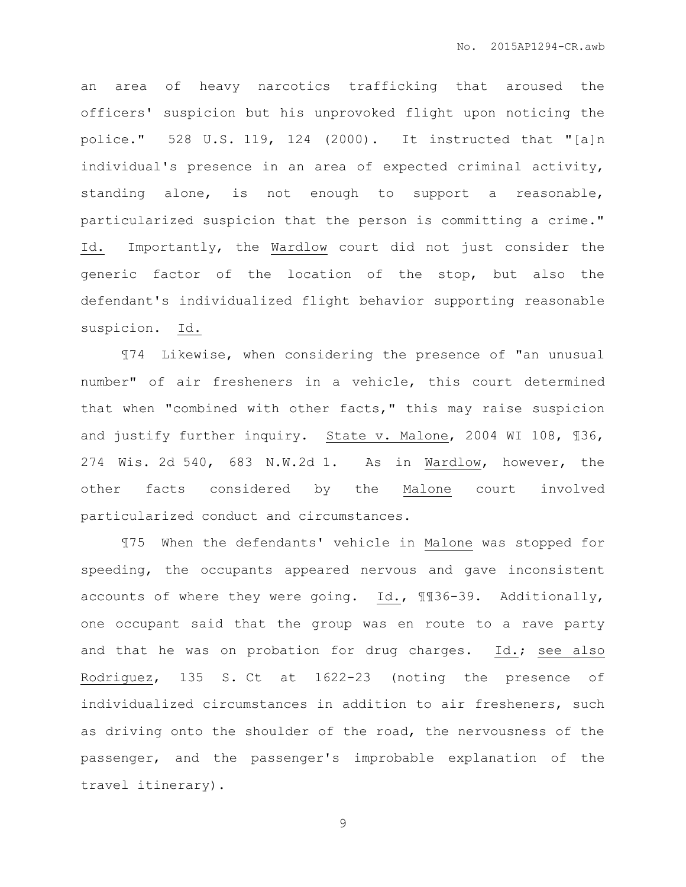an area of heavy narcotics trafficking that aroused the officers' suspicion but his unprovoked flight upon noticing the police." 528 U.S. 119, 124 (2000). It instructed that "[a]n individual's presence in an area of expected criminal activity, standing alone, is not enough to support a reasonable, particularized suspicion that the person is committing a crime." Id. Importantly, the Wardlow court did not just consider the generic factor of the location of the stop, but also the defendant's individualized flight behavior supporting reasonable suspicion. Id.

¶74 Likewise, when considering the presence of "an unusual number" of air fresheners in a vehicle, this court determined that when "combined with other facts," this may raise suspicion and justify further inquiry. State v. Malone, 2004 WI 108, ¶36, 274 Wis. 2d 540, 683 N.W.2d 1. As in Wardlow, however, the other facts considered by the Malone court involved particularized conduct and circumstances.

¶75 When the defendants' vehicle in Malone was stopped for speeding, the occupants appeared nervous and gave inconsistent accounts of where they were going. Id., ¶¶36-39. Additionally, one occupant said that the group was en route to a rave party and that he was on probation for drug charges. Id.; see also Rodriguez, 135 S. Ct at 1622-23 (noting the presence of individualized circumstances in addition to air fresheners, such as driving onto the shoulder of the road, the nervousness of the passenger, and the passenger's improbable explanation of the travel itinerary).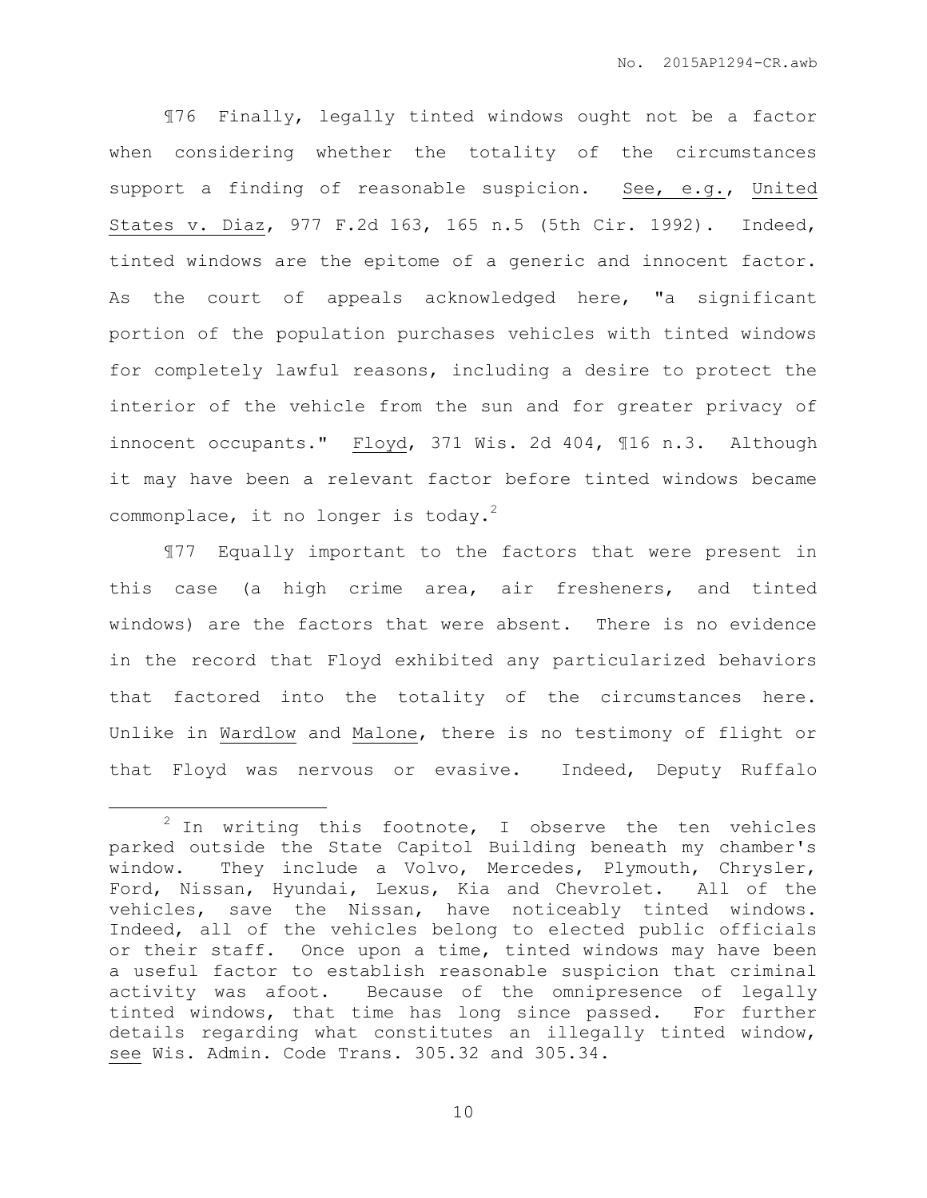¶76 Finally, legally tinted windows ought not be a factor when considering whether the totality of the circumstances support a finding of reasonable suspicion. See, e.g., United States v. Diaz, 977 F.2d 163, 165 n.5 (5th Cir. 1992). Indeed, tinted windows are the epitome of a generic and innocent factor. As the court of appeals acknowledged here, "a significant portion of the population purchases vehicles with tinted windows for completely lawful reasons, including a desire to protect the interior of the vehicle from the sun and for greater privacy of innocent occupants." Floyd, 371 Wis. 2d 404, ¶16 n.3. Although it may have been a relevant factor before tinted windows became commonplace, it no longer is today.[2]

¶77 Equally important to the factors that were present in this case (a high crime area, air fresheners, and tinted windows) are the factors that were absent. There is no evidence in the record that Floyd exhibited any particularized behaviors that factored into the totality of the circumstances here. Unlike in Wardlow and Malone, there is no testimony of flight or that Floyd was nervous or evasive. Indeed, Deputy Ruffalo

---

[2] In writing this footnote, I observe the ten vehicles parked outside the State Capitol Building beneath my chamber's window. They include a Volvo, Mercedes, Plymouth, Chrysler, Ford, Nissan, Hyundai, Lexus, Kia and Chevrolet. All of the vehicles, save the Nissan, have noticeably tinted windows. Indeed, all of the vehicles belong to elected public officials or their staff. Once upon a time, tinted windows may have been a useful factor to establish reasonable suspicion that criminal activity was afoot. Because of the omnipresence of legally tinted windows, that time has long since passed. For further details regarding what constitutes an illegally tinted window, see Wis. Admin. Code Trans. 305.32 and 305.34.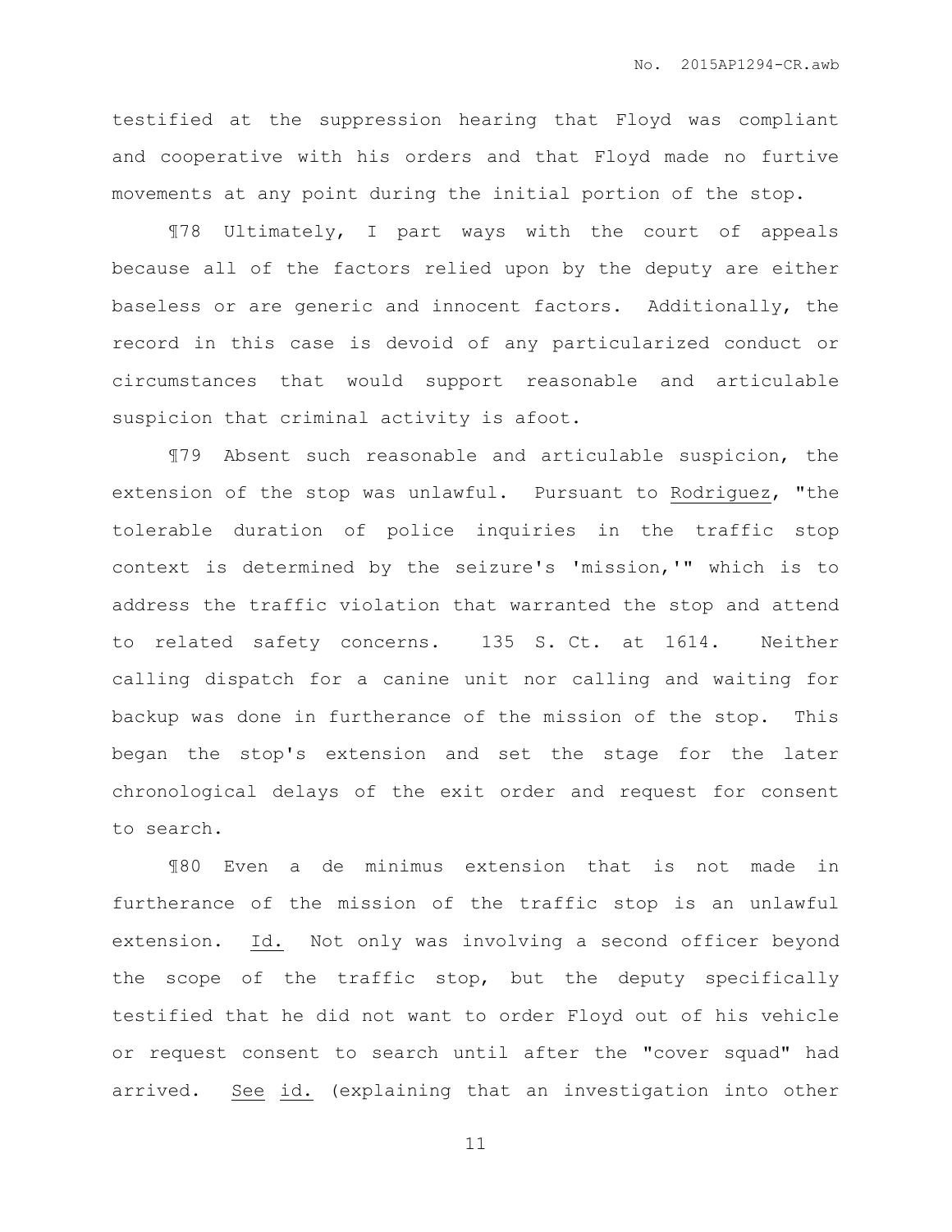testified at the suppression hearing that Floyd was compliant and cooperative with his orders and that Floyd made no furtive movements at any point during the initial portion of the stop.

¶78 Ultimately, I part ways with the court of appeals because all of the factors relied upon by the deputy are either baseless or are generic and innocent factors. Additionally, the record in this case is devoid of any particularized conduct or circumstances that would support reasonable and articulable suspicion that criminal activity is afoot.

¶79 Absent such reasonable and articulable suspicion, the extension of the stop was unlawful. Pursuant to Rodriguez, "the tolerable duration of police inquiries in the traffic stop context is determined by the seizure's 'mission,'" which is to address the traffic violation that warranted the stop and attend to related safety concerns. 135 S. Ct. at 1614. Neither calling dispatch for a canine unit nor calling and waiting for backup was done in furtherance of the mission of the stop. This began the stop's extension and set the stage for the later chronological delays of the exit order and request for consent to search.

¶80 Even a de minimus extension that is not made in furtherance of the mission of the traffic stop is an unlawful extension. Id. Not only was involving a second officer beyond the scope of the traffic stop, but the deputy specifically testified that he did not want to order Floyd out of his vehicle or request consent to search until after the "cover squad" had arrived. See id. (explaining that an investigation into other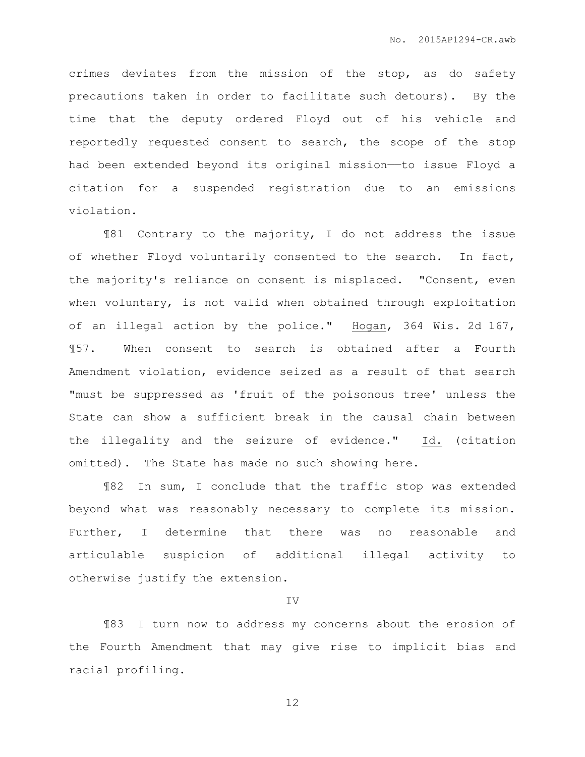crimes deviates from the mission of the stop, as do safety precautions taken in order to facilitate such detours). By the time that the deputy ordered Floyd out of his vehicle and reportedly requested consent to search, the scope of the stop had been extended beyond its original mission——to issue Floyd a citation for a suspended registration due to an emissions violation.

¶81 Contrary to the majority, I do not address the issue of whether Floyd voluntarily consented to the search. In fact, the majority's reliance on consent is misplaced. "Consent, even when voluntary, is not valid when obtained through exploitation of an illegal action by the police." Hogan, 364 Wis. 2d 167, ¶57. When consent to search is obtained after a Fourth Amendment violation, evidence seized as a result of that search "must be suppressed as 'fruit of the poisonous tree' unless the State can show a sufficient break in the causal chain between the illegality and the seizure of evidence." Id. (citation omitted). The State has made no such showing here.

¶82 In sum, I conclude that the traffic stop was extended beyond what was reasonably necessary to complete its mission. Further, I determine that there was no reasonable and articulable suspicion of additional illegal activity to otherwise justify the extension.

IV

¶83 I turn now to address my concerns about the erosion of the Fourth Amendment that may give rise to implicit bias and racial profiling.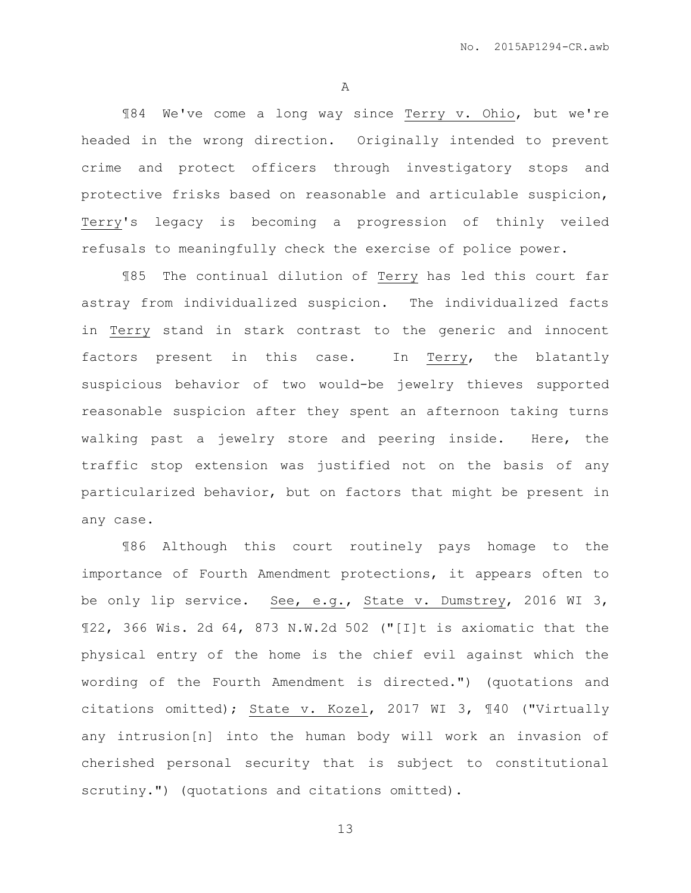A

¶84 We've come a long way since Terry v. Ohio, but we're headed in the wrong direction. Originally intended to prevent crime and protect officers through investigatory stops and protective frisks based on reasonable and articulable suspicion, Terry's legacy is becoming a progression of thinly veiled refusals to meaningfully check the exercise of police power.

¶85 The continual dilution of Terry has led this court far astray from individualized suspicion. The individualized facts in Terry stand in stark contrast to the generic and innocent factors present in this case. In Terry, the blatantly suspicious behavior of two would-be jewelry thieves supported reasonable suspicion after they spent an afternoon taking turns walking past a jewelry store and peering inside. Here, the traffic stop extension was justified not on the basis of any particularized behavior, but on factors that might be present in any case.

¶86 Although this court routinely pays homage to the importance of Fourth Amendment protections, it appears often to be only lip service. See, e.g., State v. Dumstrey, 2016 WI 3, ¶22, 366 Wis. 2d 64, 873 N.W.2d 502 ("[I]t is axiomatic that the physical entry of the home is the chief evil against which the wording of the Fourth Amendment is directed.") (quotations and citations omitted); State v. Kozel, 2017 WI 3, ¶40 ("Virtually any intrusion[n] into the human body will work an invasion of cherished personal security that is subject to constitutional scrutiny.") (quotations and citations omitted).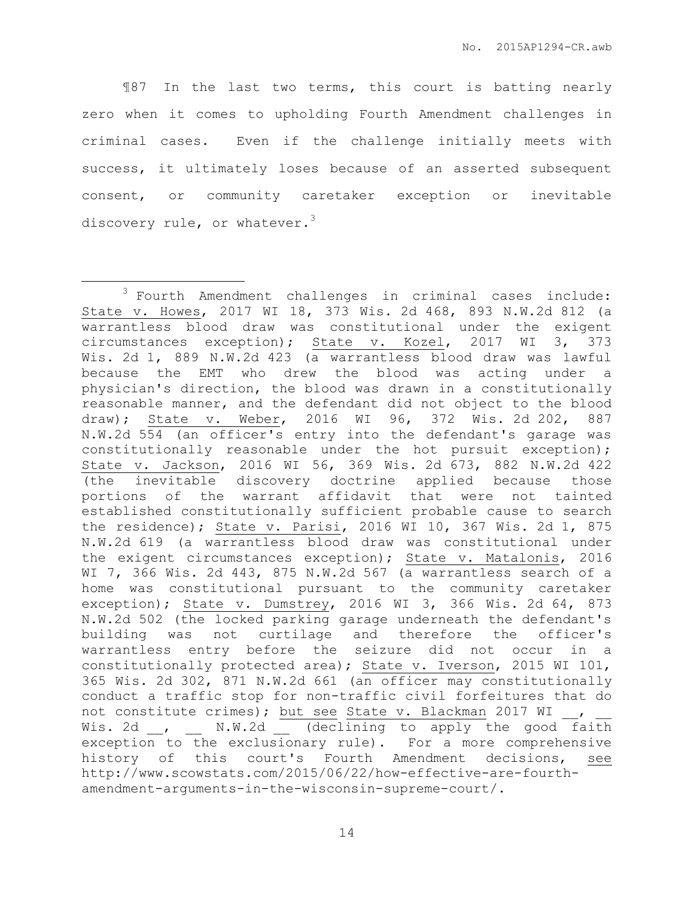¶87 In the last two terms, this court is batting nearly zero when it comes to upholding Fourth Amendment challenges in criminal cases. Even if the challenge initially meets with success, it ultimately loses because of an asserted subsequent consent, or community caretaker exception or inevitable discovery rule, or whatever.[3]

---

[3] Fourth Amendment challenges in criminal cases include: State v. Howes, 2017 WI 18, 373 Wis. 2d 468, 893 N.W.2d 812 (a warrantless blood draw was constitutional under the exigent circumstances exception); State v. Kozel, 2017 WI 3, 373 Wis. 2d 1, 889 N.W.2d 423 (a warrantless blood draw was lawful because the EMT who drew the blood was acting under a physician's direction, the blood was drawn in a constitutionally reasonable manner, and the defendant did not object to the blood draw); State v. Weber, 2016 WI 96, 372 Wis. 2d 202, 887 N.W.2d 554 (an officer's entry into the defendant's garage was constitutionally reasonable under the hot pursuit exception); State v. Jackson, 2016 WI 56, 369 Wis. 2d 673, 882 N.W.2d 422 (the inevitable discovery doctrine applied because those portions of the warrant affidavit that were not tainted established constitutionally sufficient probable cause to search the residence); State v. Parisi, 2016 WI 10, 367 Wis. 2d 1, 875 N.W.2d 619 (a warrantless blood draw was constitutional under the exigent circumstances exception); State v. Matalonis, 2016 WI 7, 366 Wis. 2d 443, 875 N.W.2d 567 (a warrantless search of a home was constitutional pursuant to the community caretaker exception); State v. Dumstrey, 2016 WI 3, 366 Wis. 2d 64, 873 N.W.2d 502 (the locked parking garage underneath the defendant's building was not curtilage and therefore the officer's warrantless entry before the seizure did not occur in a constitutionally protected area); State v. Iverson, 2015 WI 101, 365 Wis. 2d 302, 871 N.W.2d 661 (an officer may constitutionally conduct a traffic stop for non-traffic civil forfeitures that do not constitute crimes); but see State v. Blackman 2017 WI __, __ Wis. 2d __, __ N.W.2d __ (declining to apply the good faith exception to the exclusionary rule). For a more comprehensive history of this court's Fourth Amendment decisions, see http://www.scowstats.com/2015/06/22/how-effective-are-fourth-amendment-arguments-in-the-wisconsin-supreme-court/.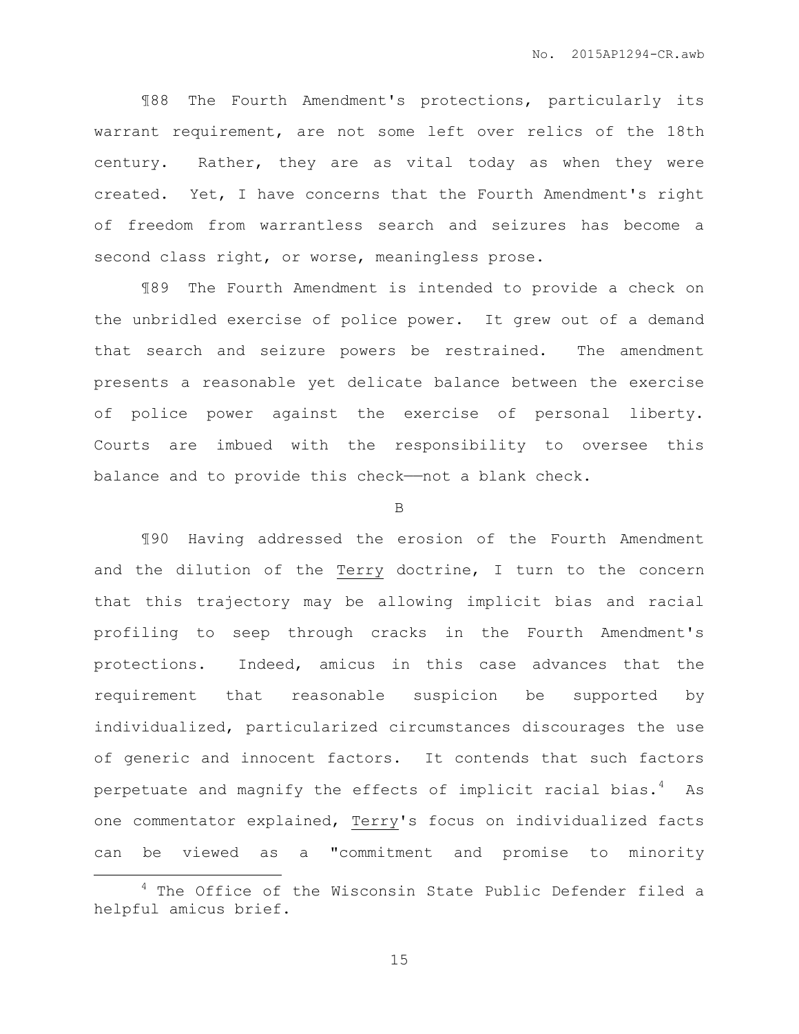¶88 The Fourth Amendment's protections, particularly its warrant requirement, are not some left over relics of the 18th century. Rather, they are as vital today as when they were created. Yet, I have concerns that the Fourth Amendment's right of freedom from warrantless search and seizures has become a second class right, or worse, meaningless prose.

¶89 The Fourth Amendment is intended to provide a check on the unbridled exercise of police power. It grew out of a demand that search and seizure powers be restrained. The amendment presents a reasonable yet delicate balance between the exercise of police power against the exercise of personal liberty. Courts are imbued with the responsibility to oversee this balance and to provide this check——not a blank check.

B

¶90 Having addressed the erosion of the Fourth Amendment and the dilution of the Terry doctrine, I turn to the concern that this trajectory may be allowing implicit bias and racial profiling to seep through cracks in the Fourth Amendment's protections. Indeed, amicus in this case advances that the requirement that reasonable suspicion be supported by individualized, particularized circumstances discourages the use of generic and innocent factors. It contends that such factors perpetuate and magnify the effects of implicit racial bias.[4] As one commentator explained, Terry's focus on individualized facts can be viewed as a "commitment and promise to minority

[4] The Office of the Wisconsin State Public Defender filed a helpful amicus brief.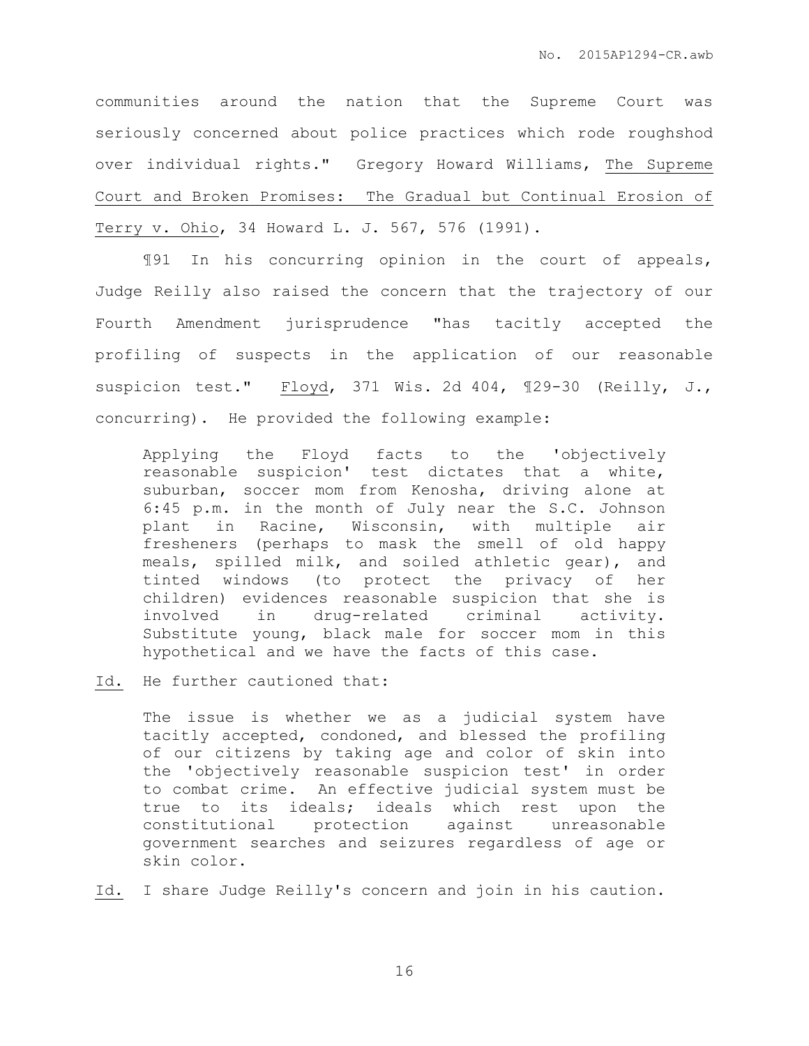communities around the nation that the Supreme Court was seriously concerned about police practices which rode roughshod over individual rights." Gregory Howard Williams, The Supreme Court and Broken Promises: The Gradual but Continual Erosion of Terry v. Ohio, 34 Howard L. J. 567, 576 (1991).

¶91 In his concurring opinion in the court of appeals, Judge Reilly also raised the concern that the trajectory of our Fourth Amendment jurisprudence "has tacitly accepted the profiling of suspects in the application of our reasonable suspicion test." Floyd, 371 Wis. 2d 404, ¶29-30 (Reilly, J., concurring). He provided the following example:

> Applying the Floyd facts to the 'objectively reasonable suspicion' test dictates that a white, suburban, soccer mom from Kenosha, driving alone at 6:45 p.m. in the month of July near the S.C. Johnson plant in Racine, Wisconsin, with multiple air fresheners (perhaps to mask the smell of old happy meals, spilled milk, and soiled athletic gear), and tinted windows (to protect the privacy of her children) evidences reasonable suspicion that she is involved in drug-related criminal activity. Substitute young, black male for soccer mom in this hypothetical and we have the facts of this case.

Id. He further cautioned that:

> The issue is whether we as a judicial system have tacitly accepted, condoned, and blessed the profiling of our citizens by taking age and color of skin into the 'objectively reasonable suspicion test' in order to combat crime. An effective judicial system must be true to its ideals; ideals which rest upon the constitutional protection against unreasonable government searches and seizures regardless of age or skin color.

Id. I share Judge Reilly's concern and join in his caution.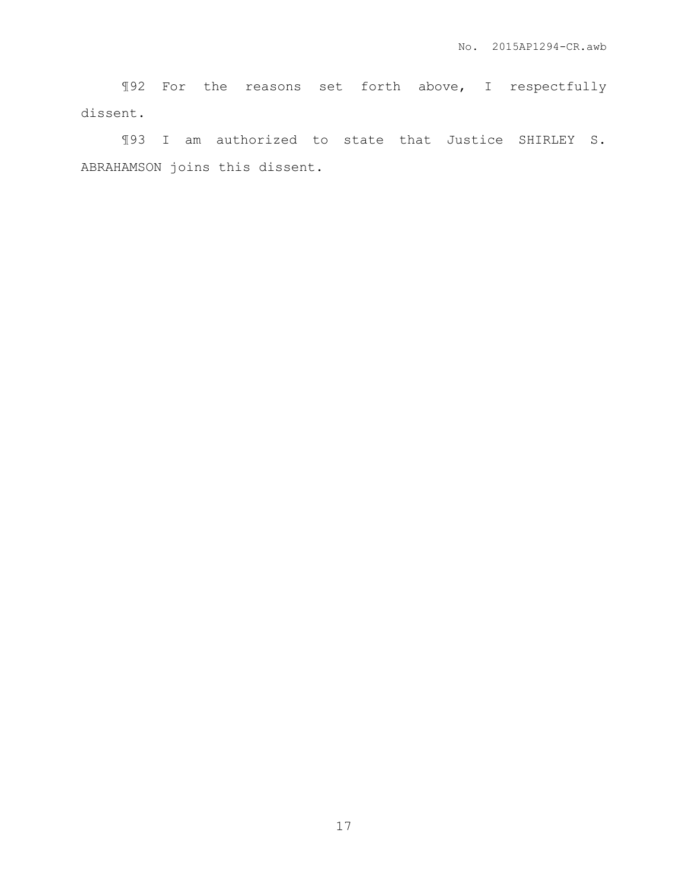¶92 For the reasons set forth above, I respectfully dissent.

¶93 I am authorized to state that Justice SHIRLEY S. ABRAHAMSON joins this dissent.